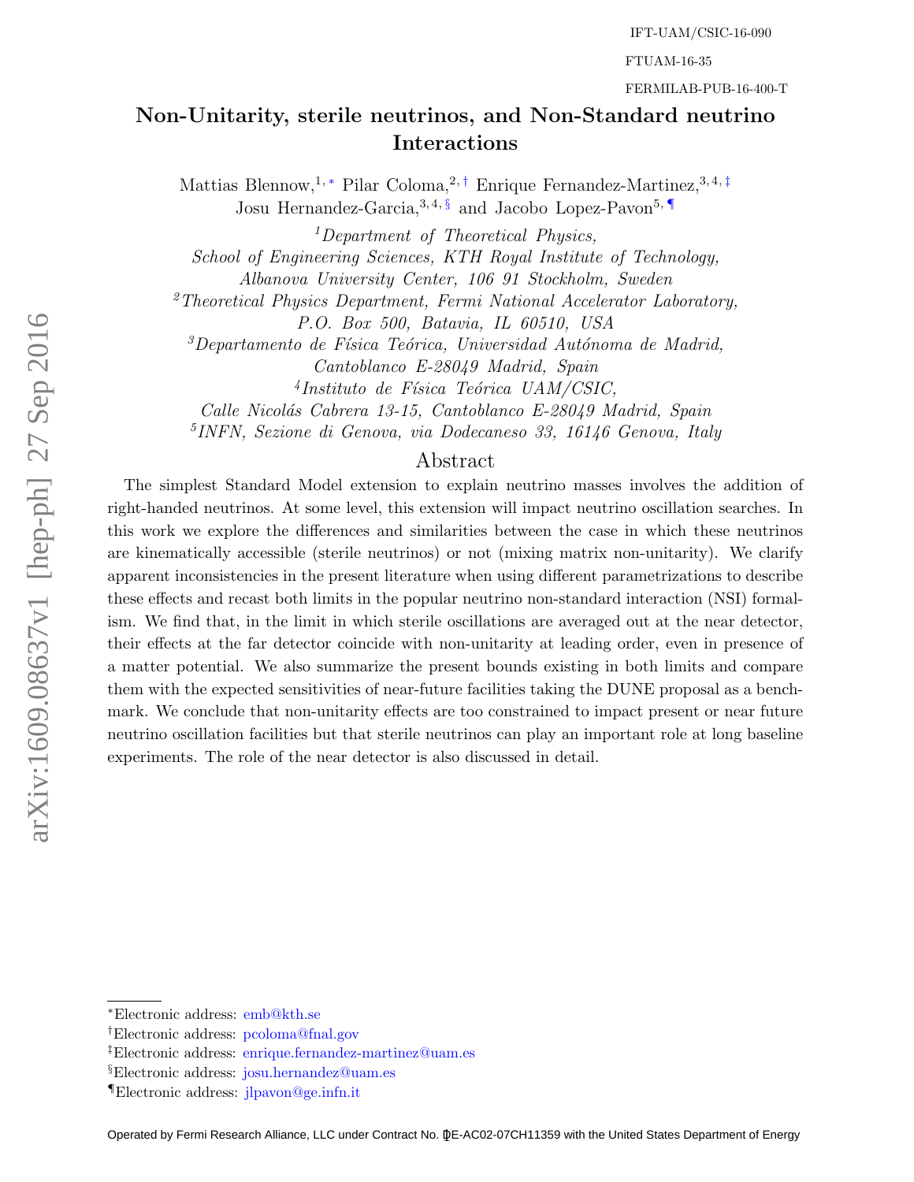IFT-UAM/CSIC-16-090

FTUAM-16-35

FERMILAB-PUB-16-400-T

# Non-Unitarity, sterile neutrinos, and Non-Standard neutrino Interactions

Mattias Blennow,[1,*] Pilar Coloma,[2,†] Enrique Fernandez-Martinez,[3,4,‡] Josu Hernandez-Garcia,[3,4,§] and Jacobo Lopez-Pavon[5,¶]

[1] *Department of Theoretical Physics, School of Engineering Sciences, KTH Royal Institute of Technology, Albanova University Center, 106 91 Stockholm, Sweden*

[2] *Theoretical Physics Department, Fermi National Accelerator Laboratory, P.O. Box 500, Batavia, IL 60510, USA*

[3] *Departamento de Física Teórica, Universidad Autónoma de Madrid, Cantoblanco E-28049 Madrid, Spain*

[4] *Instituto de Física Teórica UAM/CSIC, Calle Nicolás Cabrera 13-15, Cantoblanco E-28049 Madrid, Spain*

[5] *INFN, Sezione di Genova, via Dodecaneso 33, 16146 Genova, Italy*

## Abstract

The simplest Standard Model extension to explain neutrino masses involves the addition of right-handed neutrinos. At some level, this extension will impact neutrino oscillation searches. In this work we explore the differences and similarities between the case in which these neutrinos are kinematically accessible (sterile neutrinos) or not (mixing matrix non-unitarity). We clarify apparent inconsistencies in the present literature when using different parametrizations to describe these effects and recast both limits in the popular neutrino non-standard interaction (NSI) formalism. We find that, in the limit in which sterile oscillations are averaged out at the near detector, their effects at the far detector coincide with non-unitarity at leading order, even in presence of a matter potential. We also summarize the present bounds existing in both limits and compare them with the expected sensitivities of near-future facilities taking the DUNE proposal as a benchmark. We conclude that non-unitarity effects are too constrained to impact present or near future neutrino oscillation facilities but that sterile neutrinos can play an important role at long baseline experiments. The role of the near detector is also discussed in detail.

---

*Electronic address: emb@kth.se

†Electronic address: pcoloma@fnal.gov

‡Electronic address: enrique.fernandez-martinez@uam.es

§Electronic address: josu.hernandez@uam.es

¶Electronic address: jlpavon@ge.infn.it

Operated by Fermi Research Alliance, LLC under Contract No. DE-AC02-07CH11359 with the United States Department of Energy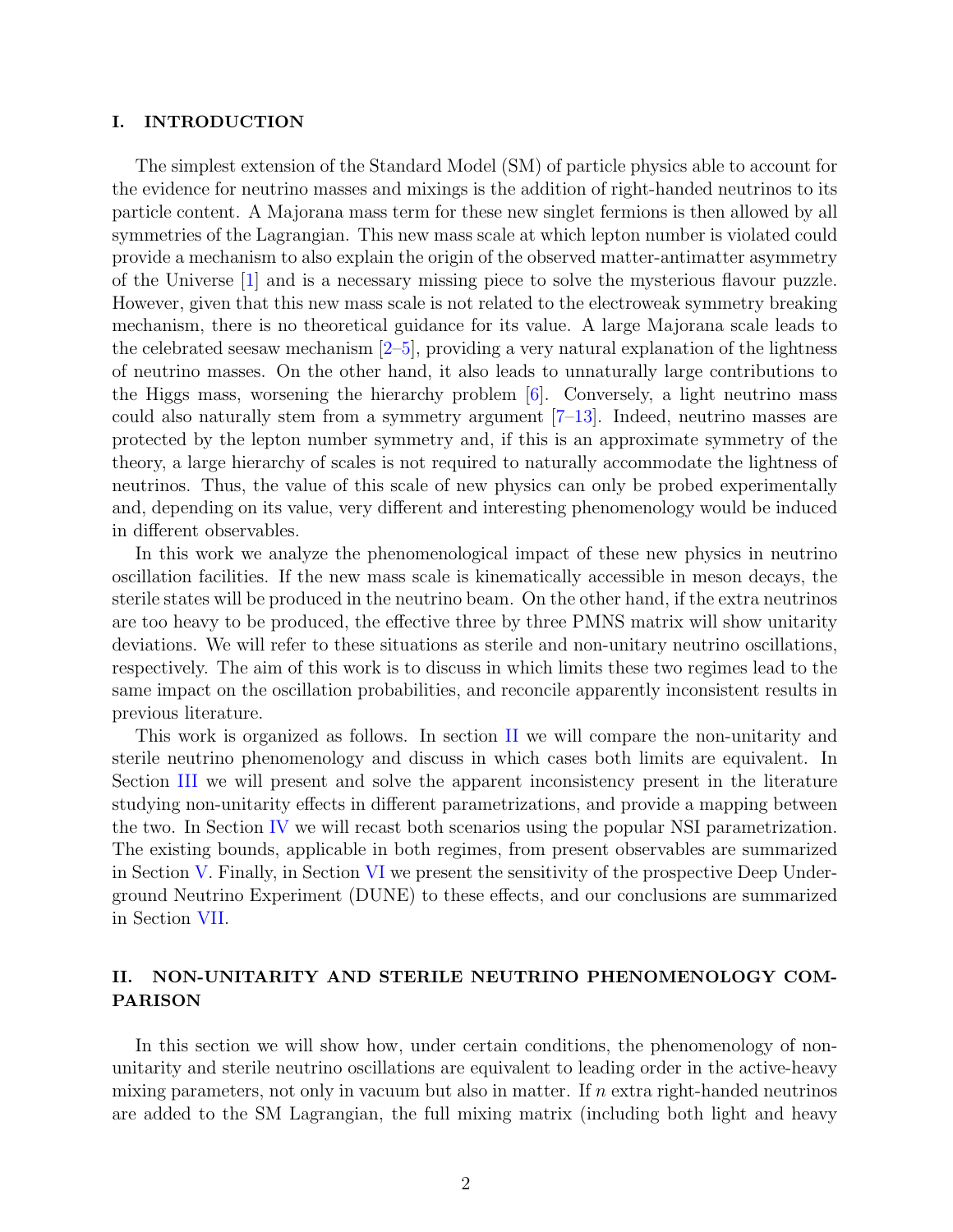## I. INTRODUCTION

The simplest extension of the Standard Model (SM) of particle physics able to account for the evidence for neutrino masses and mixings is the addition of right-handed neutrinos to its particle content. A Majorana mass term for these new singlet fermions is then allowed by all symmetries of the Lagrangian. This new mass scale at which lepton number is violated could provide a mechanism to also explain the origin of the observed matter-antimatter asymmetry of the Universe [1] and is a necessary missing piece to solve the mysterious flavour puzzle. However, given that this new mass scale is not related to the electroweak symmetry breaking mechanism, there is no theoretical guidance for its value. A large Majorana scale leads to the celebrated seesaw mechanism [2–5], providing a very natural explanation of the lightness of neutrino masses. On the other hand, it also leads to unnaturally large contributions to the Higgs mass, worsening the hierarchy problem [6]. Conversely, a light neutrino mass could also naturally stem from a symmetry argument [7–13]. Indeed, neutrino masses are protected by the lepton number symmetry and, if this is an approximate symmetry of the theory, a large hierarchy of scales is not required to naturally accommodate the lightness of neutrinos. Thus, the value of this scale of new physics can only be probed experimentally and, depending on its value, very different and interesting phenomenology would be induced in different observables.

In this work we analyze the phenomenological impact of these new physics in neutrino oscillation facilities. If the new mass scale is kinematically accessible in meson decays, the sterile states will be produced in the neutrino beam. On the other hand, if the extra neutrinos are too heavy to be produced, the effective three by three PMNS matrix will show unitarity deviations. We will refer to these situations as sterile and non-unitary neutrino oscillations, respectively. The aim of this work is to discuss in which limits these two regimes lead to the same impact on the oscillation probabilities, and reconcile apparently inconsistent results in previous literature.

This work is organized as follows. In section II we will compare the non-unitarity and sterile neutrino phenomenology and discuss in which cases both limits are equivalent. In Section III we will present and solve the apparent inconsistency present in the literature studying non-unitarity effects in different parametrizations, and provide a mapping between the two. In Section IV we will recast both scenarios using the popular NSI parametrization. The existing bounds, applicable in both regimes, from present observables are summarized in Section V. Finally, in Section VI we present the sensitivity of the prospective Deep Underground Neutrino Experiment (DUNE) to these effects, and our conclusions are summarized in Section VII.

## II. NON-UNITARITY AND STERILE NEUTRINO PHENOMENOLOGY COMPARISON

In this section we will show how, under certain conditions, the phenomenology of non-unitarity and sterile neutrino oscillations are equivalent to leading order in the active-heavy mixing parameters, not only in vacuum but also in matter. If $n$ extra right-handed neutrinos are added to the SM Lagrangian, the full mixing matrix (including both light and heavy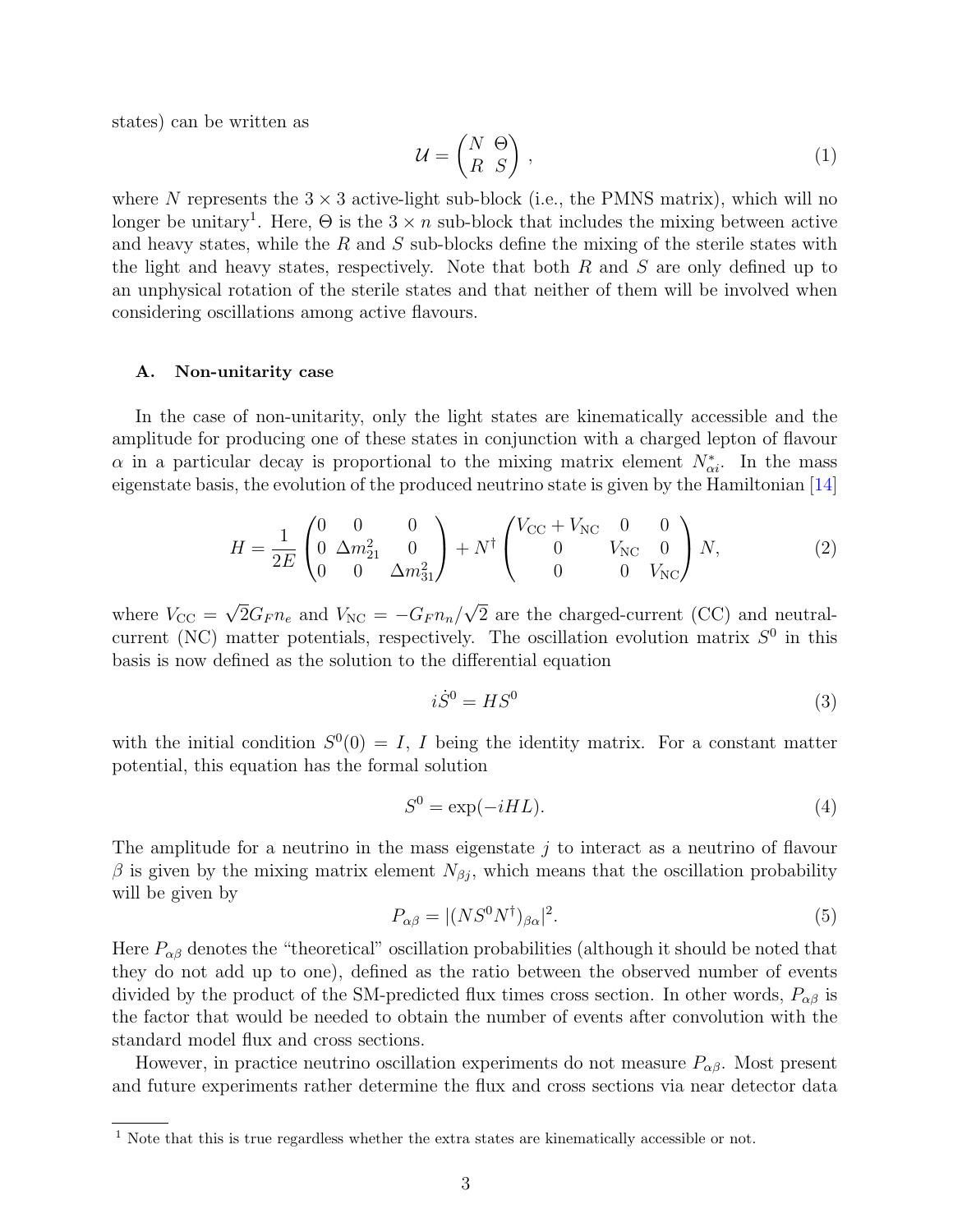states) can be written as

$$\mathcal{U} = \begin{pmatrix} N & \Theta \\ R & S \end{pmatrix} , \tag{1}$$

where $N$ represents the $3 \times 3$ active-light sub-block (i.e., the PMNS matrix), which will no longer be unitary[1]. Here, $\Theta$ is the $3 \times n$ sub-block that includes the mixing between active and heavy states, while the $R$ and $S$ sub-blocks define the mixing of the sterile states with the light and heavy states, respectively. Note that both $R$ and $S$ are only defined up to an unphysical rotation of the sterile states and that neither of them will be involved when considering oscillations among active flavours.

### A. Non-unitarity case

In the case of non-unitarity, only the light states are kinematically accessible and the amplitude for producing one of these states in conjunction with a charged lepton of flavour $\alpha$ in a particular decay is proportional to the mixing matrix element $N^*_{\alpha i}$. In the mass eigenstate basis, the evolution of the produced neutrino state is given by the Hamiltonian [14]

$$H = \frac{1}{2E} \begin{pmatrix} 0 & 0 & 0 \\ 0 & \Delta m^2_{21} & 0 \\ 0 & 0 & \Delta m^2_{31} \end{pmatrix} + N^\dagger \begin{pmatrix} V_{\mathrm{CC}} + V_{\mathrm{NC}} & 0 & 0 \\ 0 & V_{\mathrm{NC}} & 0 \\ 0 & 0 & V_{\mathrm{NC}} \end{pmatrix} N, \tag{2}$$

where $V_{\mathrm{CC}} = \sqrt{2} G_F n_e$ and $V_{\mathrm{NC}} = -G_F n_n / \sqrt{2}$ are the charged-current (CC) and neutral-current (NC) matter potentials, respectively. The oscillation evolution matrix $S^0$ in this basis is now defined as the solution to the differential equation

$$i \dot{S}^0 = H S^0 \tag{3}$$

with the initial condition $S^0(0) = I$, $I$ being the identity matrix. For a constant matter potential, this equation has the formal solution

$$S^0 = \exp(-iHL). \tag{4}$$

The amplitude for a neutrino in the mass eigenstate $j$ to interact as a neutrino of flavour $\beta$ is given by the mixing matrix element $N_{\beta j}$, which means that the oscillation probability will be given by

$$P_{\alpha\beta} = |(N S^0 N^\dagger)_{\beta\alpha}|^2. \tag{5}$$

Here $P_{\alpha\beta}$ denotes the "theoretical" oscillation probabilities (although it should be noted that they do not add up to one), defined as the ratio between the observed number of events divided by the product of the SM-predicted flux times cross section. In other words, $P_{\alpha\beta}$ is the factor that would be needed to obtain the number of events after convolution with the standard model flux and cross sections.

However, in practice neutrino oscillation experiments do not measure $P_{\alpha\beta}$. Most present and future experiments rather determine the flux and cross sections via near detector data

[1] Note that this is true regardless whether the extra states are kinematically accessible or not.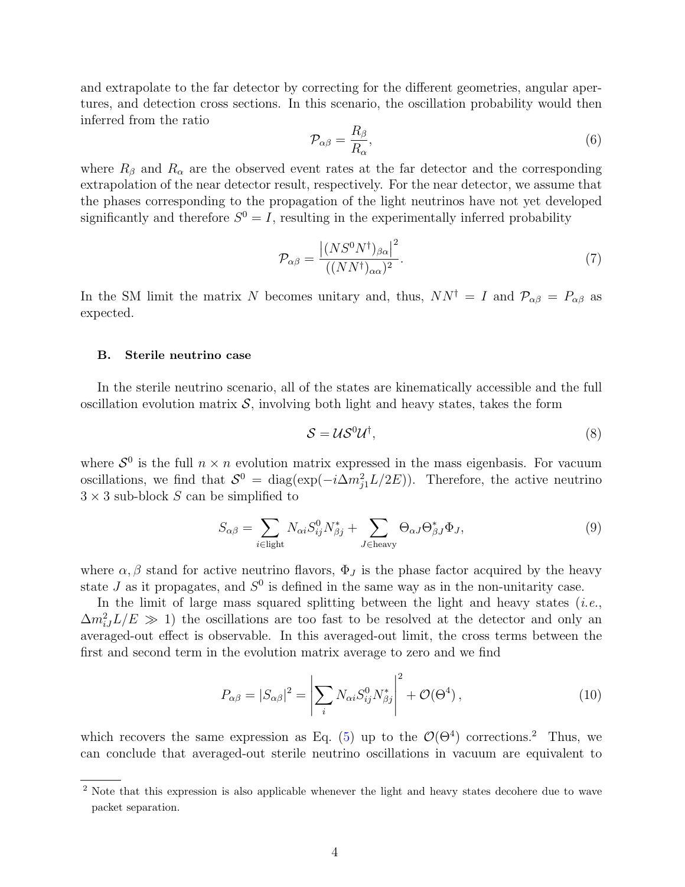and extrapolate to the far detector by correcting for the different geometries, angular apertures, and detection cross sections. In this scenario, the oscillation probability would then inferred from the ratio

$$\mathcal{P}_{\alpha\beta} = \frac{R_\beta}{R_\alpha}, \tag{6}$$

where $R_\beta$ and $R_\alpha$ are the observed event rates at the far detector and the corresponding extrapolation of the near detector result, respectively. For the near detector, we assume that the phases corresponding to the propagation of the light neutrinos have not yet developed significantly and therefore $S^0 = I$, resulting in the experimentally inferred probability

$$\mathcal{P}_{\alpha\beta} = \frac{\left|(NS^0N^\dagger)_{\beta\alpha}\right|^2}{((NN^\dagger)_{\alpha\alpha})^2}. \tag{7}$$

In the SM limit the matrix $N$ becomes unitary and, thus, $NN^\dagger = I$ and $\mathcal{P}_{\alpha\beta} = P_{\alpha\beta}$ as expected.

### B. Sterile neutrino case

In the sterile neutrino scenario, all of the states are kinematically accessible and the full oscillation evolution matrix $\mathcal{S}$, involving both light and heavy states, takes the form

$$\mathcal{S} = \mathcal{U}\mathcal{S}^0\mathcal{U}^\dagger, \tag{8}$$

where $\mathcal{S}^0$ is the full $n \times n$ evolution matrix expressed in the mass eigenbasis. For vacuum oscillations, we find that $\mathcal{S}^0 = \mathrm{diag}(\exp(-i\Delta m_{j1}^2 L/2E))$. Therefore, the active neutrino $3 \times 3$ sub-block $S$ can be simplified to

$$S_{\alpha\beta} = \sum_{i \in \text{light}} N_{\alpha i} S^0_{ij} N^*_{\beta j} + \sum_{J \in \text{heavy}} \Theta_{\alpha J} \Theta^*_{\beta J} \Phi_J, \tag{9}$$

where $\alpha, \beta$ stand for active neutrino flavors, $\Phi_J$ is the phase factor acquired by the heavy state $J$ as it propagates, and $S^0$ is defined in the same way as in the non-unitarity case.

In the limit of large mass squared splitting between the light and heavy states (*i.e.*, $\Delta m_{iJ}^2 L/E \gg 1$) the oscillations are too fast to be resolved at the detector and only an averaged-out effect is observable. In this averaged-out limit, the cross terms between the first and second term in the evolution matrix average to zero and we find

$$P_{\alpha\beta} = |S_{\alpha\beta}|^2 = \left|\sum_i N_{\alpha i} S^0_{ij} N^*_{\beta j}\right|^2 + \mathcal{O}(\Theta^4), \tag{10}$$

which recovers the same expression as Eq. (5) up to the $\mathcal{O}(\Theta^4)$ corrections.[2] Thus, we can conclude that averaged-out sterile neutrino oscillations in vacuum are equivalent to

[2] Note that this expression is also applicable whenever the light and heavy states decohere due to wave packet separation.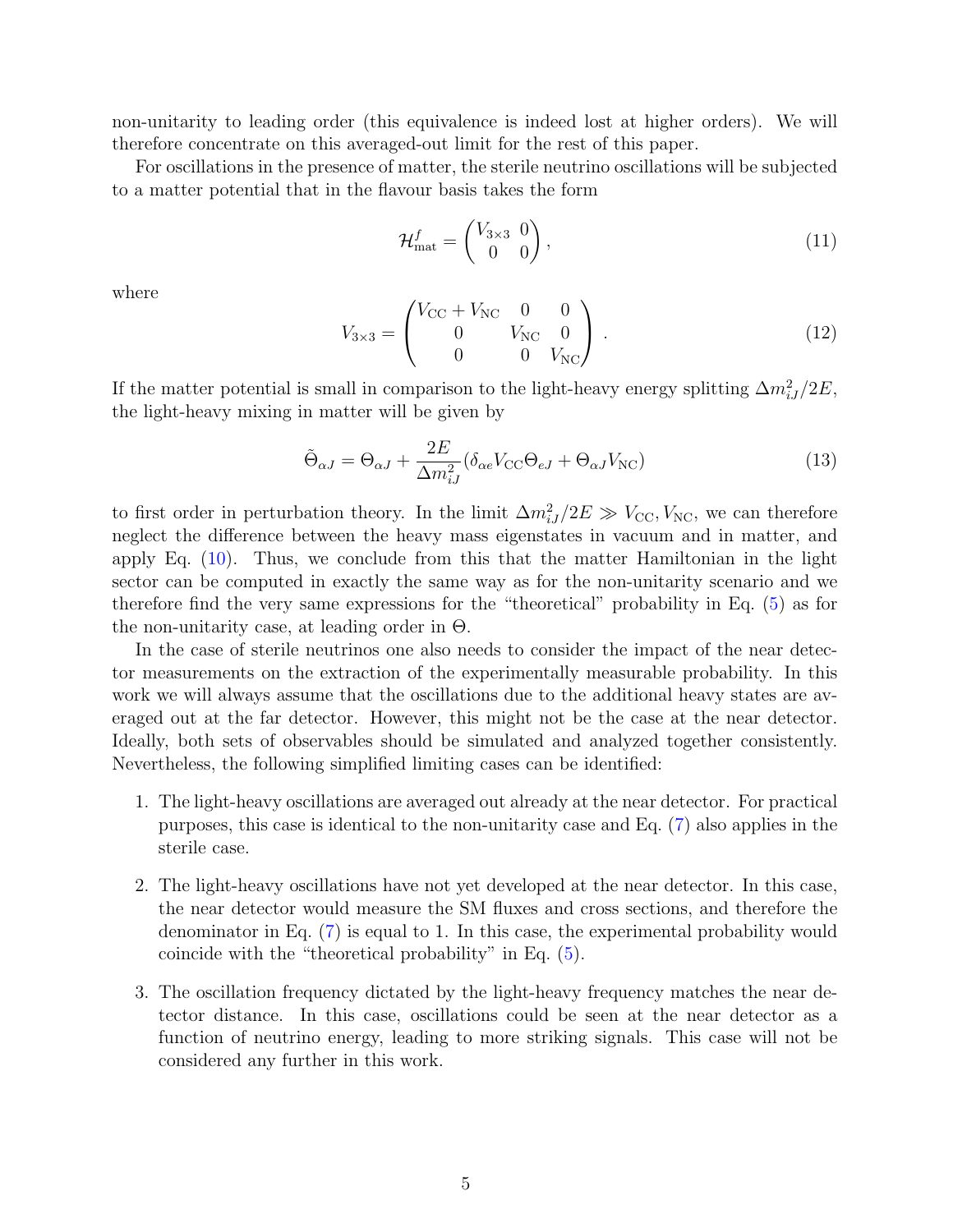non-unitarity to leading order (this equivalence is indeed lost at higher orders). We will therefore concentrate on this averaged-out limit for the rest of this paper.

For oscillations in the presence of matter, the sterile neutrino oscillations will be subjected to a matter potential that in the flavour basis takes the form

$$\mathcal{H}^{f}_{\text{mat}} = \begin{pmatrix} V_{3\times 3} & 0 \\ 0 & 0 \end{pmatrix}, \tag{11}$$

where

$$V_{3\times 3} = \begin{pmatrix} V_{\text{CC}} + V_{\text{NC}} & 0 & 0 \\ 0 & V_{\text{NC}} & 0 \\ 0 & 0 & V_{\text{NC}} \end{pmatrix}. \tag{12}$$

If the matter potential is small in comparison to the light-heavy energy splitting $\Delta m^2_{iJ}/2E$, the light-heavy mixing in matter will be given by

$$\tilde{\Theta}_{\alpha J} = \Theta_{\alpha J} + \frac{2E}{\Delta m^2_{iJ}}(\delta_{\alpha e} V_{\text{CC}} \Theta_{eJ} + \Theta_{\alpha J} V_{\text{NC}}) \tag{13}$$

to first order in perturbation theory. In the limit $\Delta m^2_{iJ}/2E \gg V_{\text{CC}}, V_{\text{NC}}$, we can therefore neglect the difference between the heavy mass eigenstates in vacuum and in matter, and apply Eq. (10). Thus, we conclude from this that the matter Hamiltonian in the light sector can be computed in exactly the same way as for the non-unitarity scenario and we therefore find the very same expressions for the "theoretical" probability in Eq. (5) as for the non-unitarity case, at leading order in $\Theta$.

In the case of sterile neutrinos one also needs to consider the impact of the near detector measurements on the extraction of the experimentally measurable probability. In this work we will always assume that the oscillations due to the additional heavy states are averaged out at the far detector. However, this might not be the case at the near detector. Ideally, both sets of observables should be simulated and analyzed together consistently. Nevertheless, the following simplified limiting cases can be identified:

1. The light-heavy oscillations are averaged out already at the near detector. For practical purposes, this case is identical to the non-unitarity case and Eq. (7) also applies in the sterile case.

2. The light-heavy oscillations have not yet developed at the near detector. In this case, the near detector would measure the SM fluxes and cross sections, and therefore the denominator in Eq. (7) is equal to 1. In this case, the experimental probability would coincide with the "theoretical probability" in Eq. (5).

3. The oscillation frequency dictated by the light-heavy frequency matches the near detector distance. In this case, oscillations could be seen at the near detector as a function of neutrino energy, leading to more striking signals. This case will not be considered any further in this work.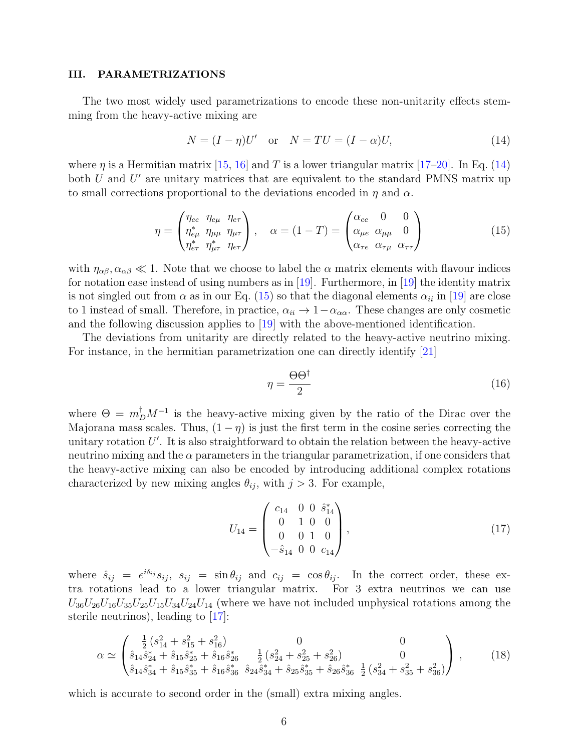## III. PARAMETRIZATIONS

The two most widely used parametrizations to encode these non-unitarity effects stemming from the heavy-active mixing are

$$N = (I - \eta)U' \quad \text{or} \quad N = TU = (I - \alpha)U, \tag{14}$$

where $\eta$ is a Hermitian matrix [15, 16] and $T$ is a lower triangular matrix [17–20]. In Eq. (14) both $U$ and $U'$ are unitary matrices that are equivalent to the standard PMNS matrix up to small corrections proportional to the deviations encoded in $\eta$ and $\alpha$.

$$\eta = \begin{pmatrix} \eta_{ee} & \eta_{e\mu} & \eta_{e\tau} \\ \eta^*_{e\mu} & \eta_{\mu\mu} & \eta_{\mu\tau} \\ \eta^*_{e\tau} & \eta^*_{\mu\tau} & \eta_{e\tau} \end{pmatrix}, \quad \alpha = (1 - T) = \begin{pmatrix} \alpha_{ee} & 0 & 0 \\ \alpha_{\mu e} & \alpha_{\mu\mu} & 0 \\ \alpha_{\tau e} & \alpha_{\tau\mu} & \alpha_{\tau\tau} \end{pmatrix} \tag{15}$$

with $\eta_{\alpha\beta}, \alpha_{\alpha\beta} \ll 1$. Note that we choose to label the $\alpha$ matrix elements with flavour indices for notation ease instead of using numbers as in [19]. Furthermore, in [19] the identity matrix is not singled out from $\alpha$ as in our Eq. (15) so that the diagonal elements $\alpha_{ii}$ in [19] are close to 1 instead of small. Therefore, in practice, $\alpha_{ii} \to 1 - \alpha_{\alpha\alpha}$. These changes are only cosmetic and the following discussion applies to [19] with the above-mentioned identification.

The deviations from unitarity are directly related to the heavy-active neutrino mixing. For instance, in the hermitian parametrization one can directly identify [21]

$$\eta = \frac{\Theta\Theta^\dagger}{2} \tag{16}$$

where $\Theta = m_D^\dagger M^{-1}$ is the heavy-active mixing given by the ratio of the Dirac over the Majorana mass scales. Thus, $(1 - \eta)$ is just the first term in the cosine series correcting the unitary rotation $U'$. It is also straightforward to obtain the relation between the heavy-active neutrino mixing and the $\alpha$ parameters in the triangular parametrization, if one considers that the heavy-active mixing can also be encoded by introducing additional complex rotations characterized by new mixing angles $\theta_{ij}$, with $j > 3$. For example,

$$U_{14} = \begin{pmatrix} c_{14} & 0 & 0 & \hat{s}^*_{14} \\ 0 & 1 & 0 & 0 \\ 0 & 0 & 1 & 0 \\ -\hat{s}_{14} & 0 & 0 & c_{14} \end{pmatrix}, \tag{17}$$

where $\hat{s}_{ij} = e^{i\delta_{ij}} s_{ij}$, $s_{ij} = \sin\theta_{ij}$ and $c_{ij} = \cos\theta_{ij}$. In the correct order, these extra rotations lead to a lower triangular matrix. For 3 extra neutrinos we can use $U_{36}U_{26}U_{16}U_{35}U_{25}U_{15}U_{34}U_{24}U_{14}$ (where we have not included unphysical rotations among the sterile neutrinos), leading to [17]:

$$\alpha \simeq \begin{pmatrix} \frac{1}{2}\left(s^2_{14} + s^2_{15} + s^2_{16}\right) & 0 & 0 \\ \hat{s}_{14}\hat{s}^*_{24} + \hat{s}_{15}\hat{s}^*_{25} + \hat{s}_{16}\hat{s}^*_{26} & \frac{1}{2}\left(s^2_{24} + s^2_{25} + s^2_{26}\right) & 0 \\ \hat{s}_{14}\hat{s}^*_{34} + \hat{s}_{15}\hat{s}^*_{35} + \hat{s}_{16}\hat{s}^*_{36} & \hat{s}_{24}\hat{s}^*_{34} + \hat{s}_{25}\hat{s}^*_{35} + \hat{s}_{26}\hat{s}^*_{36} & \frac{1}{2}\left(s^2_{34} + s^2_{35} + s^2_{36}\right) \end{pmatrix}, \tag{18}$$

which is accurate to second order in the (small) extra mixing angles.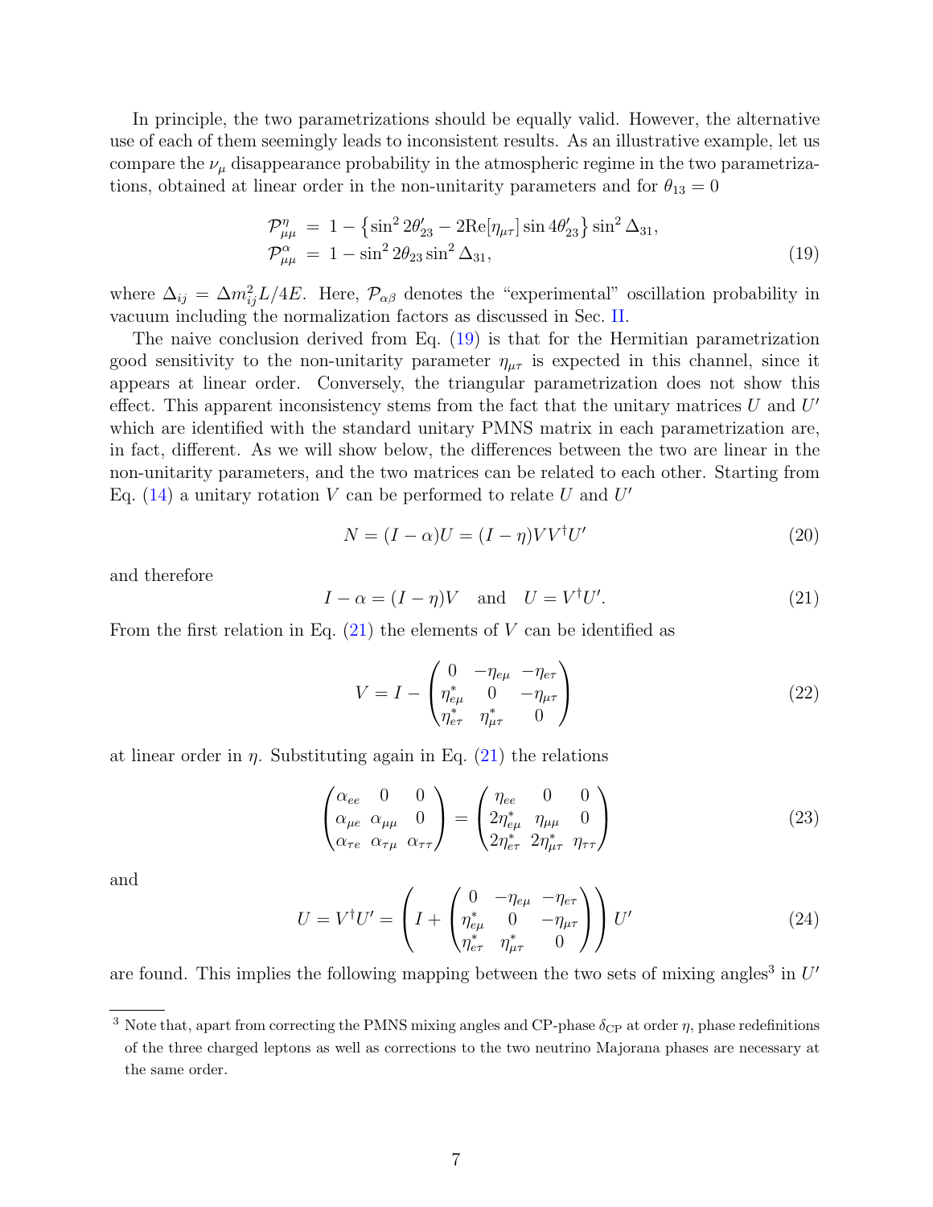In principle, the two parametrizations should be equally valid. However, the alternative use of each of them seemingly leads to inconsistent results. As an illustrative example, let us compare the $\nu_\mu$ disappearance probability in the atmospheric regime in the two parametrizations, obtained at linear order in the non-unitarity parameters and for $\theta_{13} = 0$

$$
\begin{aligned}
\mathcal{P}^{\eta}_{\mu\mu} &= 1 - \left\{ \sin^2 2\theta'_{23} - 2\mathrm{Re}[\eta_{\mu\tau}] \sin 4\theta'_{23} \right\} \sin^2 \Delta_{31}, \\
\mathcal{P}^{\alpha}_{\mu\mu} &= 1 - \sin^2 2\theta_{23} \sin^2 \Delta_{31},
\end{aligned}
\tag{19}
$$

where $\Delta_{ij} = \Delta m^2_{ij} L / 4E$. Here, $\mathcal{P}_{\alpha\beta}$ denotes the "experimental" oscillation probability in vacuum including the normalization factors as discussed in Sec. II.

The naive conclusion derived from Eq. (19) is that for the Hermitian parametrization good sensitivity to the non-unitarity parameter $\eta_{\mu\tau}$ is expected in this channel, since it appears at linear order. Conversely, the triangular parametrization does not show this effect. This apparent inconsistency stems from the fact that the unitary matrices $U$ and $U'$ which are identified with the standard unitary PMNS matrix in each parametrization are, in fact, different. As we will show below, the differences between the two are linear in the non-unitarity parameters, and the two matrices can be related to each other. Starting from Eq. (14) a unitary rotation $V$ can be performed to relate $U$ and $U'$

$$
N = (I - \alpha) U = (I - \eta) V V^\dagger U'
\tag{20}
$$

and therefore

$$
I - \alpha = (I - \eta) V \quad \text{and} \quad U = V^\dagger U'.
\tag{21}
$$

From the first relation in Eq. (21) the elements of $V$ can be identified as

$$
V = I - \begin{pmatrix} 0 & -\eta_{e\mu} & -\eta_{e\tau} \\ \eta^*_{e\mu} & 0 & -\eta_{\mu\tau} \\ \eta^*_{e\tau} & \eta^*_{\mu\tau} & 0 \end{pmatrix}
\tag{22}
$$

at linear order in $\eta$. Substituting again in Eq. (21) the relations

$$
\begin{pmatrix} \alpha_{ee} & 0 & 0 \\ \alpha_{\mu e} & \alpha_{\mu\mu} & 0 \\ \alpha_{\tau e} & \alpha_{\tau\mu} & \alpha_{\tau\tau} \end{pmatrix} = \begin{pmatrix} \eta_{ee} & 0 & 0 \\ 2\eta^*_{e\mu} & \eta_{\mu\mu} & 0 \\ 2\eta^*_{e\tau} & 2\eta^*_{\mu\tau} & \eta_{\tau\tau} \end{pmatrix}
\tag{23}
$$

and

$$
U = V^\dagger U' = \left( I + \begin{pmatrix} 0 & -\eta_{e\mu} & -\eta_{e\tau} \\ \eta^*_{e\mu} & 0 & -\eta_{\mu\tau} \\ \eta^*_{e\tau} & \eta^*_{\mu\tau} & 0 \end{pmatrix} \right) U'
\tag{24}
$$

are found. This implies the following mapping between the two sets of mixing angles[3] in $U'$

[3] Note that, apart from correcting the PMNS mixing angles and CP-phase $\delta_{\rm CP}$ at order $\eta$, phase redefinitions of the three charged leptons as well as corrections to the two neutrino Majorana phases are necessary at the same order.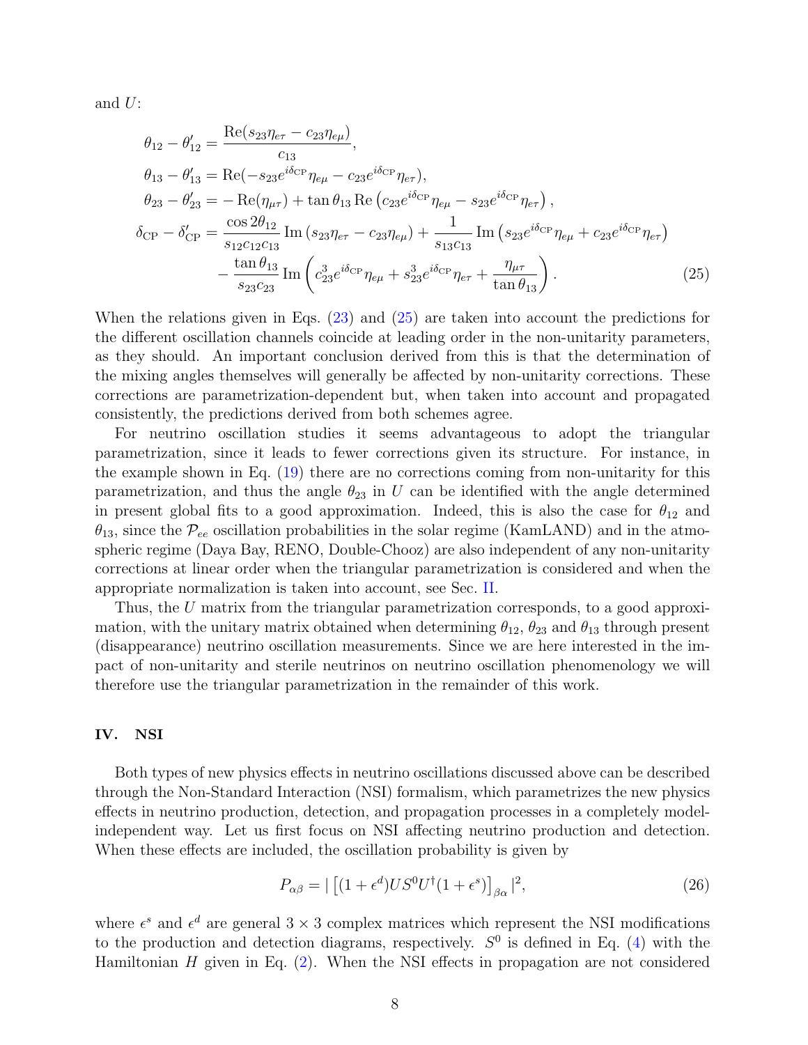and $U$:

$$
\begin{aligned}
\theta_{12} - \theta'_{12} &= \frac{\mathrm{Re}(s_{23}\eta_{e\tau} - c_{23}\eta_{e\mu})}{c_{13}}, \\
\theta_{13} - \theta'_{13} &= \mathrm{Re}(-s_{23}e^{i\delta_{\mathrm{CP}}}\eta_{e\mu} - c_{23}e^{i\delta_{\mathrm{CP}}}\eta_{e\tau}), \\
\theta_{23} - \theta'_{23} &= -\,\mathrm{Re}(\eta_{\mu\tau}) + \tan\theta_{13}\,\mathrm{Re}\left(c_{23}e^{i\delta_{\mathrm{CP}}}\eta_{e\mu} - s_{23}e^{i\delta_{\mathrm{CP}}}\eta_{e\tau}\right), \\
\delta_{\mathrm{CP}} - \delta'_{\mathrm{CP}} &= \frac{\cos 2\theta_{12}}{s_{12}c_{12}c_{13}}\,\mathrm{Im}\left(s_{23}\eta_{e\tau} - c_{23}\eta_{e\mu}\right) + \frac{1}{s_{13}c_{13}}\,\mathrm{Im}\left(s_{23}e^{i\delta_{\mathrm{CP}}}\eta_{e\mu} + c_{23}e^{i\delta_{\mathrm{CP}}}\eta_{e\tau}\right) \\
&\quad - \frac{\tan\theta_{13}}{s_{23}c_{23}}\,\mathrm{Im}\left(c_{23}^3 e^{i\delta_{\mathrm{CP}}}\eta_{e\mu} + s_{23}^3 e^{i\delta_{\mathrm{CP}}}\eta_{e\tau} + \frac{\eta_{\mu\tau}}{\tan\theta_{13}}\right).
\end{aligned} \tag{25}
$$

When the relations given in Eqs. (23) and (25) are taken into account the predictions for the different oscillation channels coincide at leading order in the non-unitarity parameters, as they should. An important conclusion derived from this is that the determination of the mixing angles themselves will generally be affected by non-unitarity corrections. These corrections are parametrization-dependent but, when taken into account and propagated consistently, the predictions derived from both schemes agree.

For neutrino oscillation studies it seems advantageous to adopt the triangular parametrization, since it leads to fewer corrections given its structure. For instance, in the example shown in Eq. (19) there are no corrections coming from non-unitarity for this parametrization, and thus the angle $\theta_{23}$ in $U$ can be identified with the angle determined in present global fits to a good approximation. Indeed, this is also the case for $\theta_{12}$ and $\theta_{13}$, since the $\mathcal{P}_{ee}$ oscillation probabilities in the solar regime (KamLAND) and in the atmospheric regime (Daya Bay, RENO, Double-Chooz) are also independent of any non-unitarity corrections at linear order when the triangular parametrization is considered and when the appropriate normalization is taken into account, see Sec. II.

Thus, the $U$ matrix from the triangular parametrization corresponds, to a good approximation, with the unitary matrix obtained when determining $\theta_{12}$, $\theta_{23}$ and $\theta_{13}$ through present (disappearance) neutrino oscillation measurements. Since we are here interested in the impact of non-unitarity and sterile neutrinos on neutrino oscillation phenomenology we will therefore use the triangular parametrization in the remainder of this work.

## IV. NSI

Both types of new physics effects in neutrino oscillations discussed above can be described through the Non-Standard Interaction (NSI) formalism, which parametrizes the new physics effects in neutrino production, detection, and propagation processes in a completely model-independent way. Let us first focus on NSI affecting neutrino production and detection. When these effects are included, the oscillation probability is given by

$$
P_{\alpha\beta} = \left| \left[(1+\epsilon^d) U S^0 U^\dagger (1+\epsilon^s)\right]_{\beta\alpha} \right|^2, \tag{26}
$$

where $\epsilon^s$ and $\epsilon^d$ are general $3\times 3$ complex matrices which represent the NSI modifications to the production and detection diagrams, respectively. $S^0$ is defined in Eq. (4) with the Hamiltonian $H$ given in Eq. (2). When the NSI effects in propagation are not considered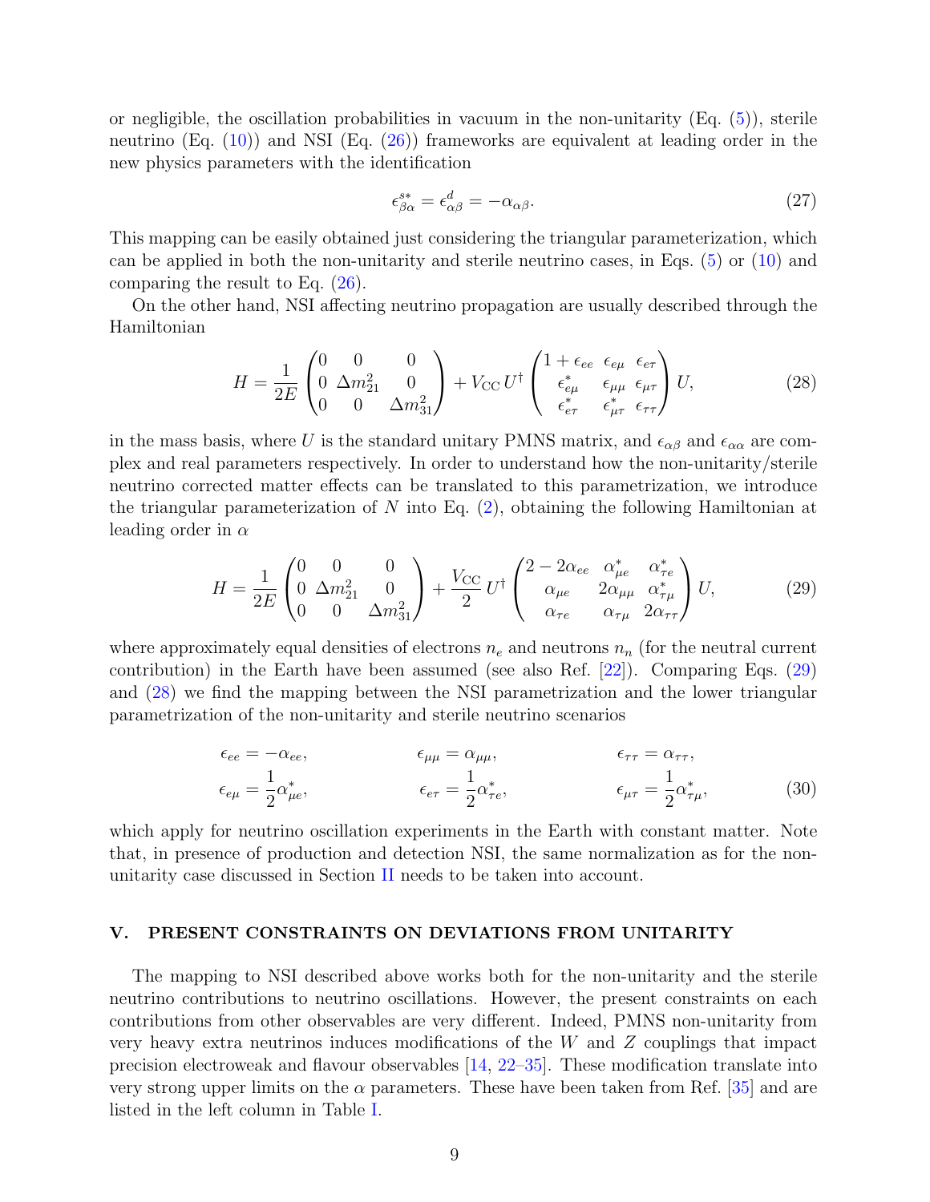or negligible, the oscillation probabilities in vacuum in the non-unitarity (Eq. (5)), sterile neutrino (Eq. (10)) and NSI (Eq. (26)) frameworks are equivalent at leading order in the new physics parameters with the identification

$$\epsilon^{s*}_{\beta\alpha} = \epsilon^{d}_{\alpha\beta} = -\alpha_{\alpha\beta}. \tag{27}$$

This mapping can be easily obtained just considering the triangular parameterization, which can be applied in both the non-unitarity and sterile neutrino cases, in Eqs. (5) or (10) and comparing the result to Eq. (26).

On the other hand, NSI affecting neutrino propagation are usually described through the Hamiltonian

$$H = \frac{1}{2E}\begin{pmatrix} 0 & 0 & 0 \\ 0 & \Delta m^2_{21} & 0 \\ 0 & 0 & \Delta m^2_{31}\end{pmatrix} + V_{\rm CC}\, U^\dagger \begin{pmatrix} 1+\epsilon_{ee} & \epsilon_{e\mu} & \epsilon_{e\tau} \\ \epsilon^*_{e\mu} & \epsilon_{\mu\mu} & \epsilon_{\mu\tau} \\ \epsilon^*_{e\tau} & \epsilon^*_{\mu\tau} & \epsilon_{\tau\tau}\end{pmatrix} U, \tag{28}$$

in the mass basis, where $U$ is the standard unitary PMNS matrix, and $\epsilon_{\alpha\beta}$ and $\epsilon_{\alpha\alpha}$ are complex and real parameters respectively. In order to understand how the non-unitarity/sterile neutrino corrected matter effects can be translated to this parametrization, we introduce the triangular parameterization of $N$ into Eq. (2), obtaining the following Hamiltonian at leading order in $\alpha$

$$H = \frac{1}{2E}\begin{pmatrix} 0 & 0 & 0 \\ 0 & \Delta m^2_{21} & 0 \\ 0 & 0 & \Delta m^2_{31}\end{pmatrix} + \frac{V_{\rm CC}}{2}\, U^\dagger \begin{pmatrix} 2-2\alpha_{ee} & \alpha^*_{\mu e} & \alpha^*_{\tau e} \\ \alpha_{\mu e} & 2\alpha_{\mu\mu} & \alpha^*_{\tau\mu} \\ \alpha_{\tau e} & \alpha_{\tau\mu} & 2\alpha_{\tau\tau}\end{pmatrix} U, \tag{29}$$

where approximately equal densities of electrons $n_e$ and neutrons $n_n$ (for the neutral current contribution) in the Earth have been assumed (see also Ref. [22]). Comparing Eqs. (29) and (28) we find the mapping between the NSI parametrization and the lower triangular parametrization of the non-unitarity and sterile neutrino scenarios

$$\begin{aligned} &\epsilon_{ee} = -\alpha_{ee}, && \epsilon_{\mu\mu} = \alpha_{\mu\mu}, && \epsilon_{\tau\tau} = \alpha_{\tau\tau}, \\ &\epsilon_{e\mu} = \frac{1}{2}\alpha^*_{\mu e}, && \epsilon_{e\tau} = \frac{1}{2}\alpha^*_{\tau e}, && \epsilon_{\mu\tau} = \frac{1}{2}\alpha^*_{\tau\mu}, \end{aligned} \tag{30}$$

which apply for neutrino oscillation experiments in the Earth with constant matter. Note that, in presence of production and detection NSI, the same normalization as for the non-unitarity case discussed in Section II needs to be taken into account.

## V. PRESENT CONSTRAINTS ON DEVIATIONS FROM UNITARITY

The mapping to NSI described above works both for the non-unitarity and the sterile neutrino contributions to neutrino oscillations. However, the present constraints on each contributions from other observables are very different. Indeed, PMNS non-unitarity from very heavy extra neutrinos induces modifications of the $W$ and $Z$ couplings that impact precision electroweak and flavour observables [14, 22–35]. These modification translate into very strong upper limits on the $\alpha$ parameters. These have been taken from Ref. [35] and are listed in the left column in Table I.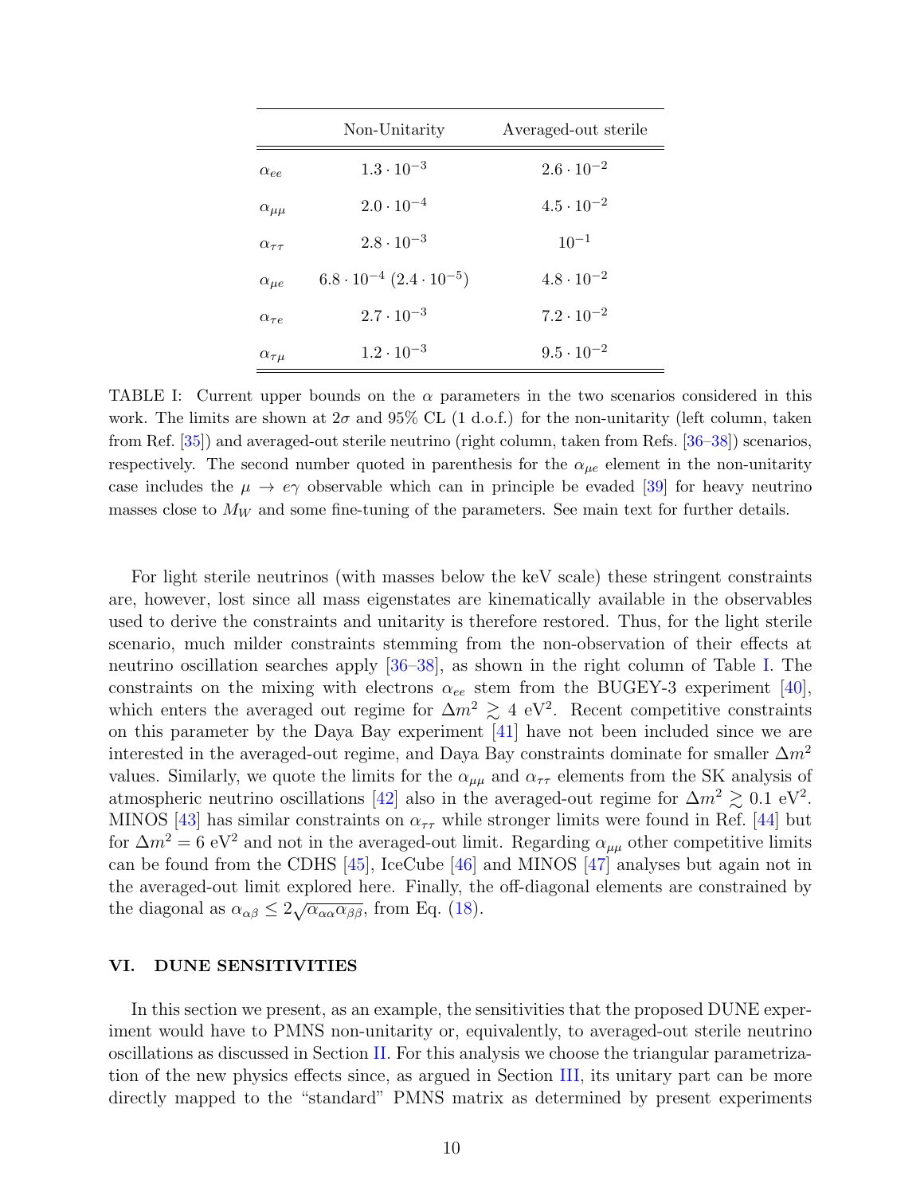| | Non-Unitarity | Averaged-out sterile |
|---|---|---|
| $\alpha_{ee}$ | $1.3 \cdot 10^{-3}$ | $2.6 \cdot 10^{-2}$ |
| $\alpha_{\mu\mu}$ | $2.0 \cdot 10^{-4}$ | $4.5 \cdot 10^{-2}$ |
| $\alpha_{\tau\tau}$ | $2.8 \cdot 10^{-3}$ | $10^{-1}$ |
| $\alpha_{\mu e}$ | $6.8 \cdot 10^{-4}$ ($2.4 \cdot 10^{-5}$) | $4.8 \cdot 10^{-2}$ |
| $\alpha_{\tau e}$ | $2.7 \cdot 10^{-3}$ | $7.2 \cdot 10^{-2}$ |
| $\alpha_{\tau\mu}$ | $1.2 \cdot 10^{-3}$ | $9.5 \cdot 10^{-2}$ |

TABLE I: Current upper bounds on the $\alpha$ parameters in the two scenarios considered in this work. The limits are shown at $2\sigma$ and 95% CL (1 d.o.f.) for the non-unitarity (left column, taken from Ref. [35]) and averaged-out sterile neutrino (right column, taken from Refs. [36–38]) scenarios, respectively. The second number quoted in parenthesis for the $\alpha_{\mu e}$ element in the non-unitarity case includes the $\mu \to e\gamma$ observable which can in principle be evaded [39] for heavy neutrino masses close to $M_W$ and some fine-tuning of the parameters. See main text for further details.

For light sterile neutrinos (with masses below the keV scale) these stringent constraints are, however, lost since all mass eigenstates are kinematically available in the observables used to derive the constraints and unitarity is therefore restored. Thus, for the light sterile scenario, much milder constraints stemming from the non-observation of their effects at neutrino oscillation searches apply [36–38], as shown in the right column of Table I. The constraints on the mixing with electrons $\alpha_{ee}$ stem from the BUGEY-3 experiment [40], which enters the averaged out regime for $\Delta m^2 \gtrsim 4$ eV$^2$. Recent competitive constraints on this parameter by the Daya Bay experiment [41] have not been included since we are interested in the averaged-out regime, and Daya Bay constraints dominate for smaller $\Delta m^2$ values. Similarly, we quote the limits for the $\alpha_{\mu\mu}$ and $\alpha_{\tau\tau}$ elements from the SK analysis of atmospheric neutrino oscillations [42] also in the averaged-out regime for $\Delta m^2 \gtrsim 0.1$ eV$^2$. MINOS [43] has similar constraints on $\alpha_{\tau\tau}$ while stronger limits were found in Ref. [44] but for $\Delta m^2 = 6$ eV$^2$ and not in the averaged-out limit. Regarding $\alpha_{\mu\mu}$ other competitive limits can be found from the CDHS [45], IceCube [46] and MINOS [47] analyses but again not in the averaged-out limit explored here. Finally, the off-diagonal elements are constrained by the diagonal as $\alpha_{\alpha\beta} \leq 2\sqrt{\alpha_{\alpha\alpha}\alpha_{\beta\beta}}$, from Eq. (18).

## VI. DUNE SENSITIVITIES

In this section we present, as an example, the sensitivities that the proposed DUNE experiment would have to PMNS non-unitarity or, equivalently, to averaged-out sterile neutrino oscillations as discussed in Section II. For this analysis we choose the triangular parametrization of the new physics effects since, as argued in Section III, its unitary part can be more directly mapped to the "standard" PMNS matrix as determined by present experiments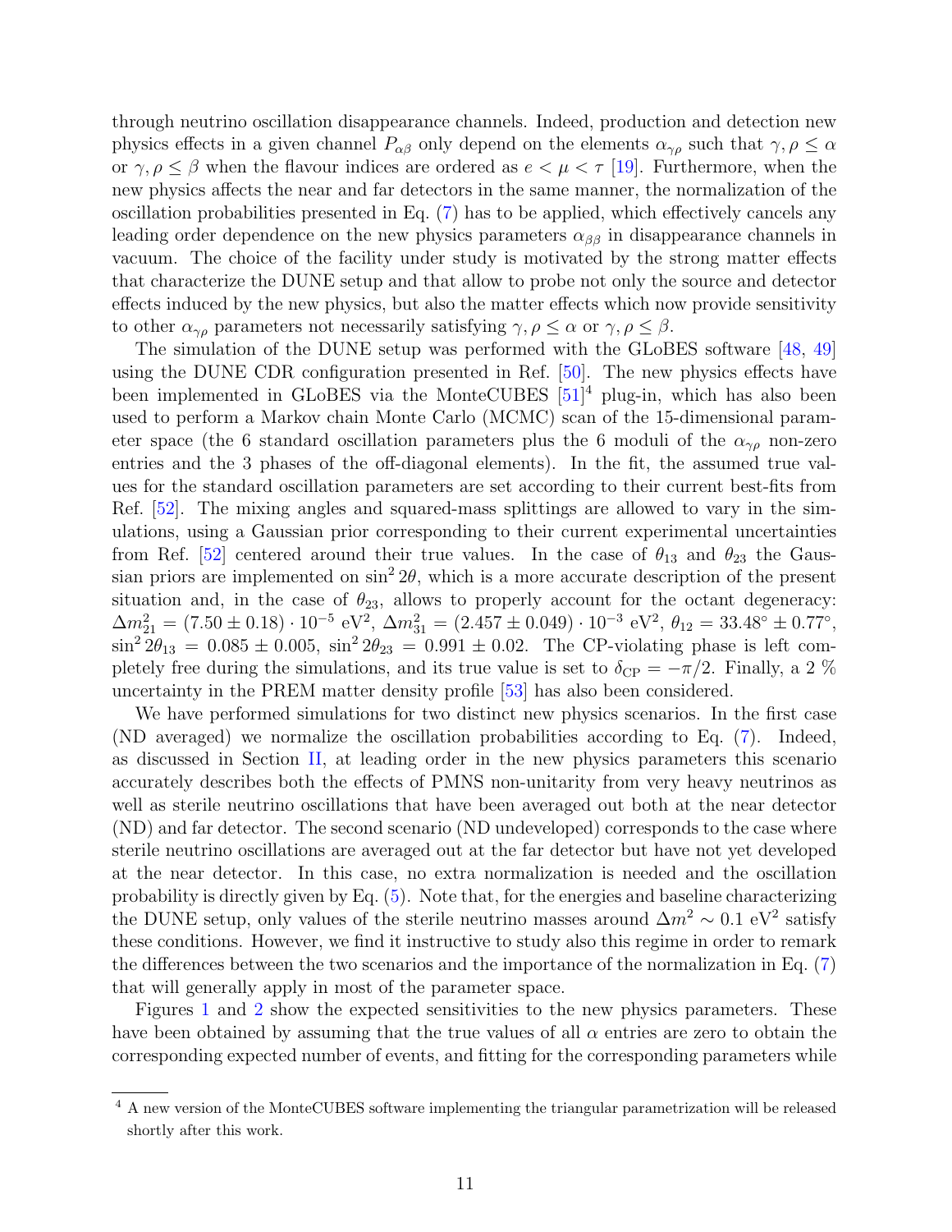through neutrino oscillation disappearance channels. Indeed, production and detection new physics effects in a given channel $P_{\alpha\beta}$ only depend on the elements $\alpha_{\gamma\rho}$ such that $\gamma, \rho \leq \alpha$ or $\gamma, \rho \leq \beta$ when the flavour indices are ordered as $e < \mu < \tau$ [19]. Furthermore, when the new physics affects the near and far detectors in the same manner, the normalization of the oscillation probabilities presented in Eq. (7) has to be applied, which effectively cancels any leading order dependence on the new physics parameters $\alpha_{\beta\beta}$ in disappearance channels in vacuum. The choice of the facility under study is motivated by the strong matter effects that characterize the DUNE setup and that allow to probe not only the source and detector effects induced by the new physics, but also the matter effects which now provide sensitivity to other $\alpha_{\gamma\rho}$ parameters not necessarily satisfying $\gamma, \rho \leq \alpha$ or $\gamma, \rho \leq \beta$.

The simulation of the DUNE setup was performed with the GLoBES software [48, 49] using the DUNE CDR configuration presented in Ref. [50]. The new physics effects have been implemented in GLoBES via the MonteCUBES [51][4] plug-in, which has also been used to perform a Markov chain Monte Carlo (MCMC) scan of the 15-dimensional parameter space (the 6 standard oscillation parameters plus the 6 moduli of the $\alpha_{\gamma\rho}$ non-zero entries and the 3 phases of the off-diagonal elements). In the fit, the assumed true values for the standard oscillation parameters are set according to their current best-fits from Ref. [52]. The mixing angles and squared-mass splittings are allowed to vary in the simulations, using a Gaussian prior corresponding to their current experimental uncertainties from Ref. [52] centered around their true values. In the case of $\theta_{13}$ and $\theta_{23}$ the Gaussian priors are implemented on $\sin^2 2\theta$, which is a more accurate description of the present situation and, in the case of $\theta_{23}$, allows to properly account for the octant degeneracy: $\Delta m^2_{21} = (7.50 \pm 0.18) \cdot 10^{-5}$ eV$^2$, $\Delta m^2_{31} = (2.457 \pm 0.049) \cdot 10^{-3}$ eV$^2$, $\theta_{12} = 33.48^\circ \pm 0.77^\circ$, $\sin^2 2\theta_{13} = 0.085 \pm 0.005$, $\sin^2 2\theta_{23} = 0.991 \pm 0.02$. The CP-violating phase is left completely free during the simulations, and its true value is set to $\delta_{\rm CP} = -\pi/2$. Finally, a 2 % uncertainty in the PREM matter density profile [53] has also been considered.

We have performed simulations for two distinct new physics scenarios. In the first case (ND averaged) we normalize the oscillation probabilities according to Eq. (7). Indeed, as discussed in Section II, at leading order in the new physics parameters this scenario accurately describes both the effects of PMNS non-unitarity from very heavy neutrinos as well as sterile neutrino oscillations that have been averaged out both at the near detector (ND) and far detector. The second scenario (ND undeveloped) corresponds to the case where sterile neutrino oscillations are averaged out at the far detector but have not yet developed at the near detector. In this case, no extra normalization is needed and the oscillation probability is directly given by Eq. (5). Note that, for the energies and baseline characterizing the DUNE setup, only values of the sterile neutrino masses around $\Delta m^2 \sim 0.1$ eV$^2$ satisfy these conditions. However, we find it instructive to study also this regime in order to remark the differences between the two scenarios and the importance of the normalization in Eq. (7) that will generally apply in most of the parameter space.

Figures 1 and 2 show the expected sensitivities to the new physics parameters. These have been obtained by assuming that the true values of all $\alpha$ entries are zero to obtain the corresponding expected number of events, and fitting for the corresponding parameters while

[4] A new version of the MonteCUBES software implementing the triangular parametrization will be released shortly after this work.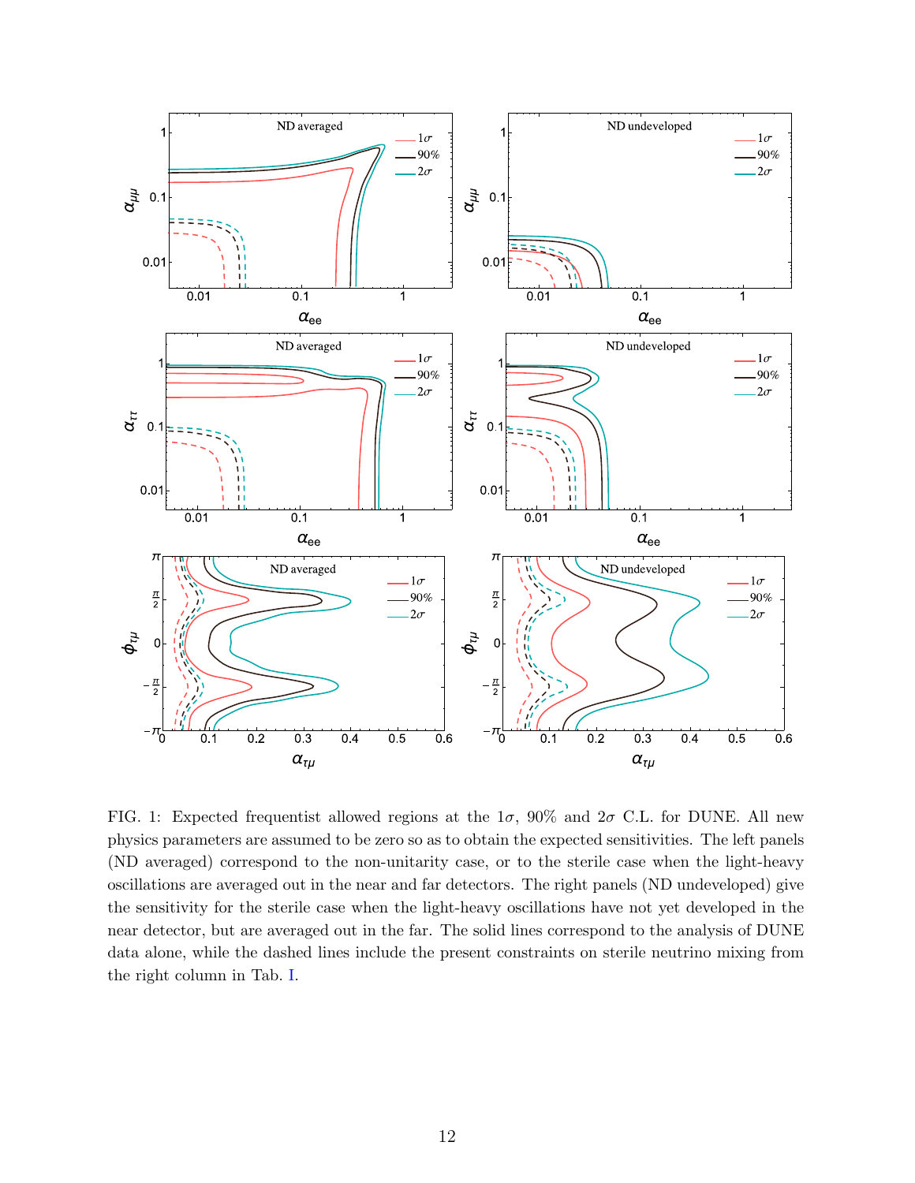FIG. 1: Expected frequentist allowed regions at the $1\sigma$, 90% and $2\sigma$ C.L. for DUNE. All new physics parameters are assumed to be zero so as to obtain the expected sensitivities. The left panels (ND averaged) correspond to the non-unitarity case, or to the sterile case when the light-heavy oscillations are averaged out in the near and far detectors. The right panels (ND undeveloped) give the sensitivity for the sterile case when the light-heavy oscillations have not yet developed in the near detector, but are averaged out in the far. The solid lines correspond to the analysis of DUNE data alone, while the dashed lines include the present constraints on sterile neutrino mixing from the right column in Tab. I.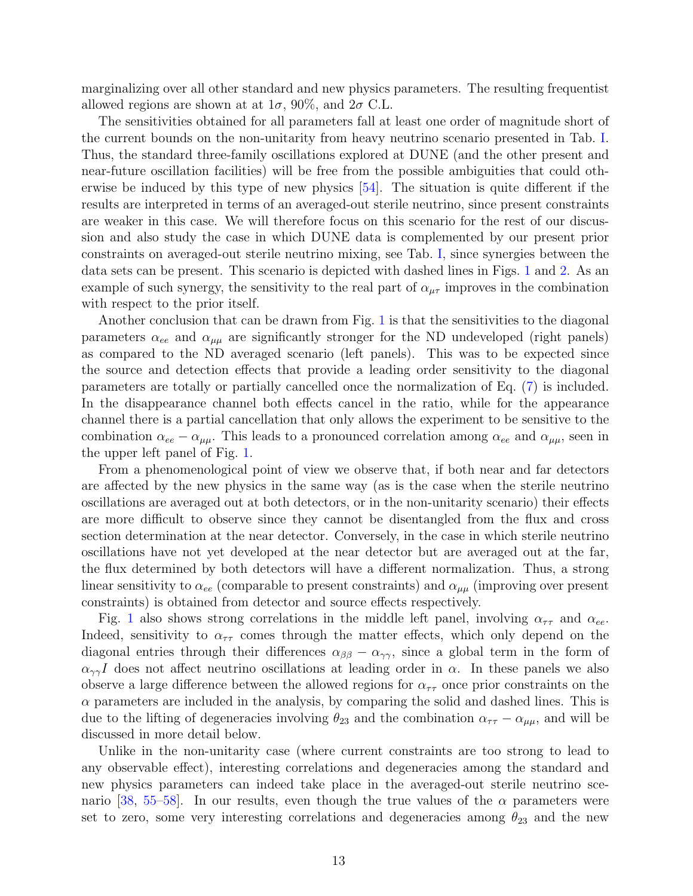marginalizing over all other standard and new physics parameters. The resulting frequentist allowed regions are shown at at $1\sigma$, 90%, and $2\sigma$ C.L.

The sensitivities obtained for all parameters fall at least one order of magnitude short of the current bounds on the non-unitarity from heavy neutrino scenario presented in Tab. I. Thus, the standard three-family oscillations explored at DUNE (and the other present and near-future oscillation facilities) will be free from the possible ambiguities that could otherwise be induced by this type of new physics [54]. The situation is quite different if the results are interpreted in terms of an averaged-out sterile neutrino, since present constraints are weaker in this case. We will therefore focus on this scenario for the rest of our discussion and also study the case in which DUNE data is complemented by our present prior constraints on averaged-out sterile neutrino mixing, see Tab. I, since synergies between the data sets can be present. This scenario is depicted with dashed lines in Figs. 1 and 2. As an example of such synergy, the sensitivity to the real part of $\alpha_{\mu\tau}$ improves in the combination with respect to the prior itself.

Another conclusion that can be drawn from Fig. 1 is that the sensitivities to the diagonal parameters $\alpha_{ee}$ and $\alpha_{\mu\mu}$ are significantly stronger for the ND undeveloped (right panels) as compared to the ND averaged scenario (left panels). This was to be expected since the source and detection effects that provide a leading order sensitivity to the diagonal parameters are totally or partially cancelled once the normalization of Eq. (7) is included. In the disappearance channel both effects cancel in the ratio, while for the appearance channel there is a partial cancellation that only allows the experiment to be sensitive to the combination $\alpha_{ee} - \alpha_{\mu\mu}$. This leads to a pronounced correlation among $\alpha_{ee}$ and $\alpha_{\mu\mu}$, seen in the upper left panel of Fig. 1.

From a phenomenological point of view we observe that, if both near and far detectors are affected by the new physics in the same way (as is the case when the sterile neutrino oscillations are averaged out at both detectors, or in the non-unitarity scenario) their effects are more difficult to observe since they cannot be disentangled from the flux and cross section determination at the near detector. Conversely, in the case in which sterile neutrino oscillations have not yet developed at the near detector but are averaged out at the far, the flux determined by both detectors will have a different normalization. Thus, a strong linear sensitivity to $\alpha_{ee}$ (comparable to present constraints) and $\alpha_{\mu\mu}$ (improving over present constraints) is obtained from detector and source effects respectively.

Fig. 1 also shows strong correlations in the middle left panel, involving $\alpha_{\tau\tau}$ and $\alpha_{ee}$. Indeed, sensitivity to $\alpha_{\tau\tau}$ comes through the matter effects, which only depend on the diagonal entries through their differences $\alpha_{\beta\beta} - \alpha_{\gamma\gamma}$, since a global term in the form of $\alpha_{\gamma\gamma} I$ does not affect neutrino oscillations at leading order in $\alpha$. In these panels we also observe a large difference between the allowed regions for $\alpha_{\tau\tau}$ once prior constraints on the $\alpha$ parameters are included in the analysis, by comparing the solid and dashed lines. This is due to the lifting of degeneracies involving $\theta_{23}$ and the combination $\alpha_{\tau\tau} - \alpha_{\mu\mu}$, and will be discussed in more detail below.

Unlike in the non-unitarity case (where current constraints are too strong to lead to any observable effect), interesting correlations and degeneracies among the standard and new physics parameters can indeed take place in the averaged-out sterile neutrino scenario [38, 55–58]. In our results, even though the true values of the $\alpha$ parameters were set to zero, some very interesting correlations and degeneracies among $\theta_{23}$ and the new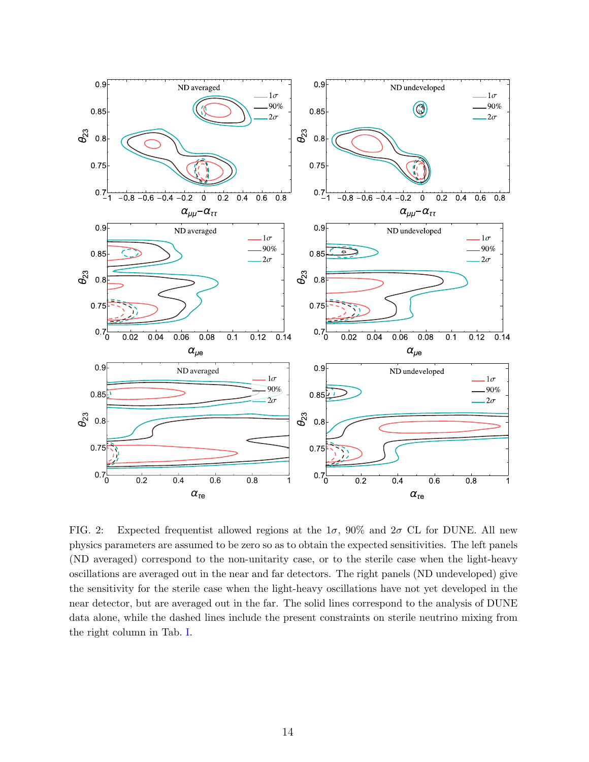FIG. 2: Expected frequentist allowed regions at the $1\sigma$, 90% and $2\sigma$ CL for DUNE. All new physics parameters are assumed to be zero so as to obtain the expected sensitivities. The left panels (ND averaged) correspond to the non-unitarity case, or to the sterile case when the light-heavy oscillations are averaged out in the near and far detectors. The right panels (ND undeveloped) give the sensitivity for the sterile case when the light-heavy oscillations have not yet developed in the near detector, but are averaged out in the far. The solid lines correspond to the analysis of DUNE data alone, while the dashed lines include the present constraints on sterile neutrino mixing from the right column in Tab. I.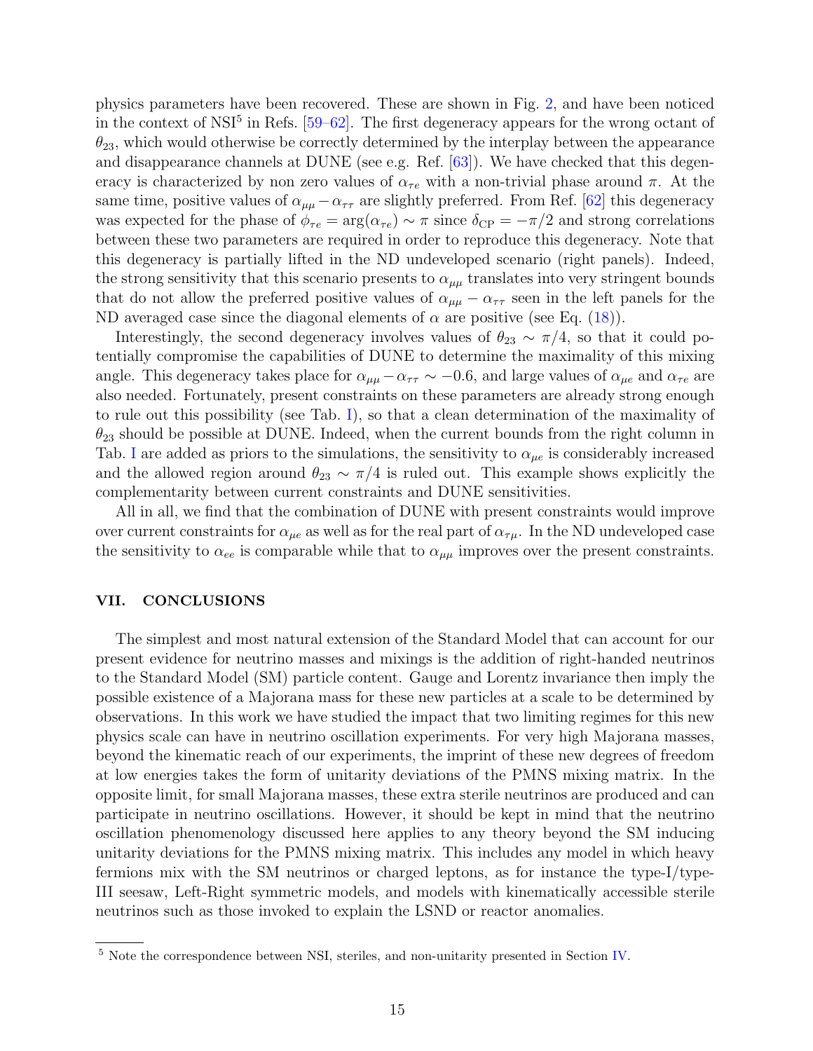physics parameters have been recovered. These are shown in Fig. 2, and have been noticed in the context of NSI[5] in Refs. [59–62]. The first degeneracy appears for the wrong octant of $\theta_{23}$, which would otherwise be correctly determined by the interplay between the appearance and disappearance channels at DUNE (see e.g. Ref. [63]). We have checked that this degeneracy is characterized by non zero values of $\alpha_{\tau e}$ with a non-trivial phase around $\pi$. At the same time, positive values of $\alpha_{\mu\mu} - \alpha_{\tau\tau}$ are slightly preferred. From Ref. [62] this degeneracy was expected for the phase of $\phi_{\tau e} = \arg(\alpha_{\tau e}) \sim \pi$ since $\delta_{\rm CP} = -\pi/2$ and strong correlations between these two parameters are required in order to reproduce this degeneracy. Note that this degeneracy is partially lifted in the ND undeveloped scenario (right panels). Indeed, the strong sensitivity that this scenario presents to $\alpha_{\mu\mu}$ translates into very stringent bounds that do not allow the preferred positive values of $\alpha_{\mu\mu} - \alpha_{\tau\tau}$ seen in the left panels for the ND averaged case since the diagonal elements of $\alpha$ are positive (see Eq. (18)).

Interestingly, the second degeneracy involves values of $\theta_{23} \sim \pi/4$, so that it could potentially compromise the capabilities of DUNE to determine the maximality of this mixing angle. This degeneracy takes place for $\alpha_{\mu\mu} - \alpha_{\tau\tau} \sim -0.6$, and large values of $\alpha_{\mu e}$ and $\alpha_{\tau e}$ are also needed. Fortunately, present constraints on these parameters are already strong enough to rule out this possibility (see Tab. I), so that a clean determination of the maximality of $\theta_{23}$ should be possible at DUNE. Indeed, when the current bounds from the right column in Tab. I are added as priors to the simulations, the sensitivity to $\alpha_{\mu e}$ is considerably increased and the allowed region around $\theta_{23} \sim \pi/4$ is ruled out. This example shows explicitly the complementarity between current constraints and DUNE sensitivities.

All in all, we find that the combination of DUNE with present constraints would improve over current constraints for $\alpha_{\mu e}$ as well as for the real part of $\alpha_{\tau\mu}$. In the ND undeveloped case the sensitivity to $\alpha_{ee}$ is comparable while that to $\alpha_{\mu\mu}$ improves over the present constraints.

## VII. CONCLUSIONS

The simplest and most natural extension of the Standard Model that can account for our present evidence for neutrino masses and mixings is the addition of right-handed neutrinos to the Standard Model (SM) particle content. Gauge and Lorentz invariance then imply the possible existence of a Majorana mass for these new particles at a scale to be determined by observations. In this work we have studied the impact that two limiting regimes for this new physics scale can have in neutrino oscillation experiments. For very high Majorana masses, beyond the kinematic reach of our experiments, the imprint of these new degrees of freedom at low energies takes the form of unitarity deviations of the PMNS mixing matrix. In the opposite limit, for small Majorana masses, these extra sterile neutrinos are produced and can participate in neutrino oscillations. However, it should be kept in mind that the neutrino oscillation phenomenology discussed here applies to any theory beyond the SM inducing unitarity deviations for the PMNS mixing matrix. This includes any model in which heavy fermions mix with the SM neutrinos or charged leptons, as for instance the type-I/type-III seesaw, Left-Right symmetric models, and models with kinematically accessible sterile neutrinos such as those invoked to explain the LSND or reactor anomalies.

---

[5] Note the correspondence between NSI, steriles, and non-unitarity presented in Section IV.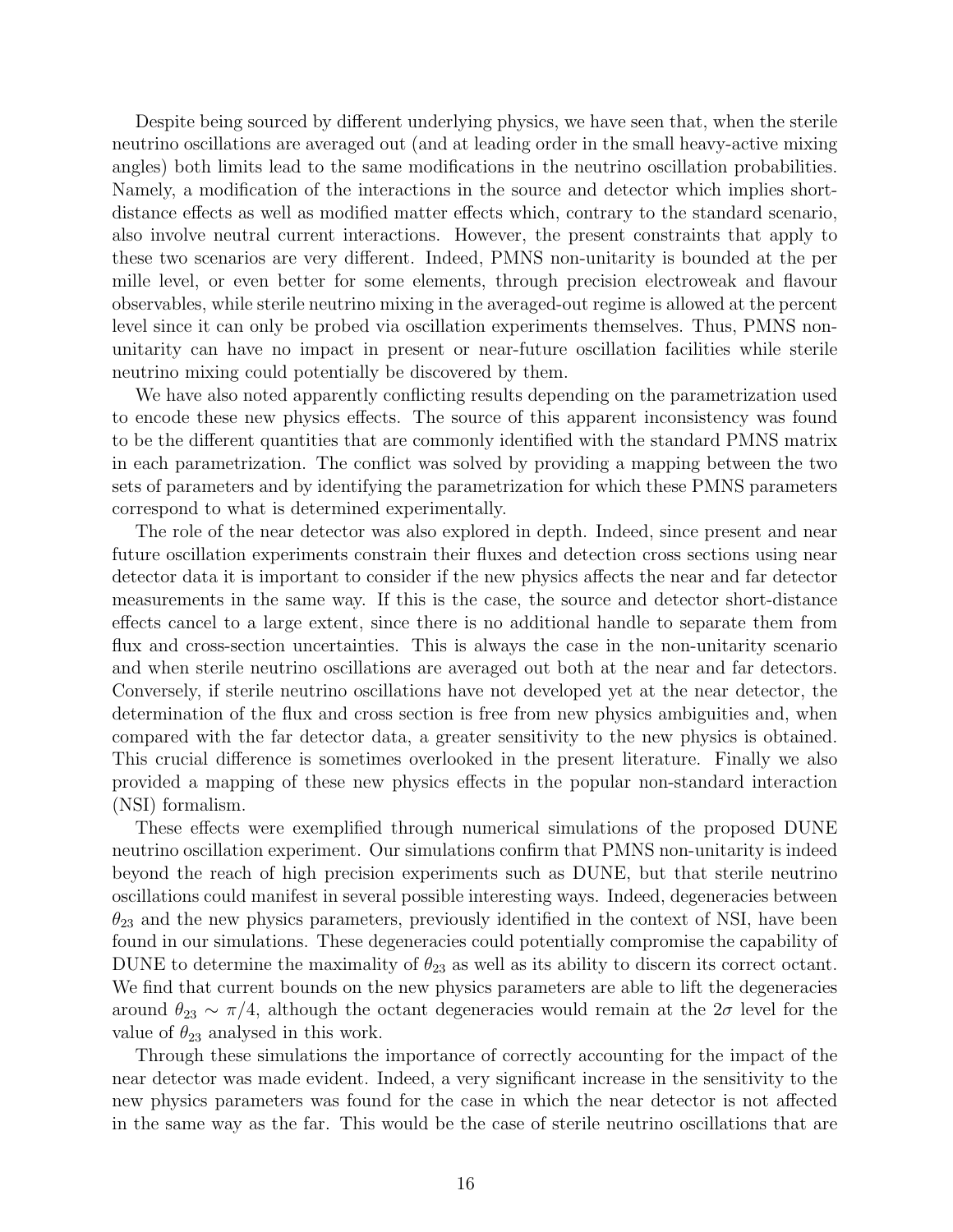Despite being sourced by different underlying physics, we have seen that, when the sterile neutrino oscillations are averaged out (and at leading order in the small heavy-active mixing angles) both limits lead to the same modifications in the neutrino oscillation probabilities. Namely, a modification of the interactions in the source and detector which implies short-distance effects as well as modified matter effects which, contrary to the standard scenario, also involve neutral current interactions. However, the present constraints that apply to these two scenarios are very different. Indeed, PMNS non-unitarity is bounded at the per mille level, or even better for some elements, through precision electroweak and flavour observables, while sterile neutrino mixing in the averaged-out regime is allowed at the percent level since it can only be probed via oscillation experiments themselves. Thus, PMNS non-unitarity can have no impact in present or near-future oscillation facilities while sterile neutrino mixing could potentially be discovered by them.

We have also noted apparently conflicting results depending on the parametrization used to encode these new physics effects. The source of this apparent inconsistency was found to be the different quantities that are commonly identified with the standard PMNS matrix in each parametrization. The conflict was solved by providing a mapping between the two sets of parameters and by identifying the parametrization for which these PMNS parameters correspond to what is determined experimentally.

The role of the near detector was also explored in depth. Indeed, since present and near future oscillation experiments constrain their fluxes and detection cross sections using near detector data it is important to consider if the new physics affects the near and far detector measurements in the same way. If this is the case, the source and detector short-distance effects cancel to a large extent, since there is no additional handle to separate them from flux and cross-section uncertainties. This is always the case in the non-unitarity scenario and when sterile neutrino oscillations are averaged out both at the near and far detectors. Conversely, if sterile neutrino oscillations have not developed yet at the near detector, the determination of the flux and cross section is free from new physics ambiguities and, when compared with the far detector data, a greater sensitivity to the new physics is obtained. This crucial difference is sometimes overlooked in the present literature. Finally we also provided a mapping of these new physics effects in the popular non-standard interaction (NSI) formalism.

These effects were exemplified through numerical simulations of the proposed DUNE neutrino oscillation experiment. Our simulations confirm that PMNS non-unitarity is indeed beyond the reach of high precision experiments such as DUNE, but that sterile neutrino oscillations could manifest in several possible interesting ways. Indeed, degeneracies between $\theta_{23}$ and the new physics parameters, previously identified in the context of NSI, have been found in our simulations. These degeneracies could potentially compromise the capability of DUNE to determine the maximality of $\theta_{23}$ as well as its ability to discern its correct octant. We find that current bounds on the new physics parameters are able to lift the degeneracies around $\theta_{23} \sim \pi/4$, although the octant degeneracies would remain at the $2\sigma$ level for the value of $\theta_{23}$ analysed in this work.

Through these simulations the importance of correctly accounting for the impact of the near detector was made evident. Indeed, a very significant increase in the sensitivity to the new physics parameters was found for the case in which the near detector is not affected in the same way as the far. This would be the case of sterile neutrino oscillations that are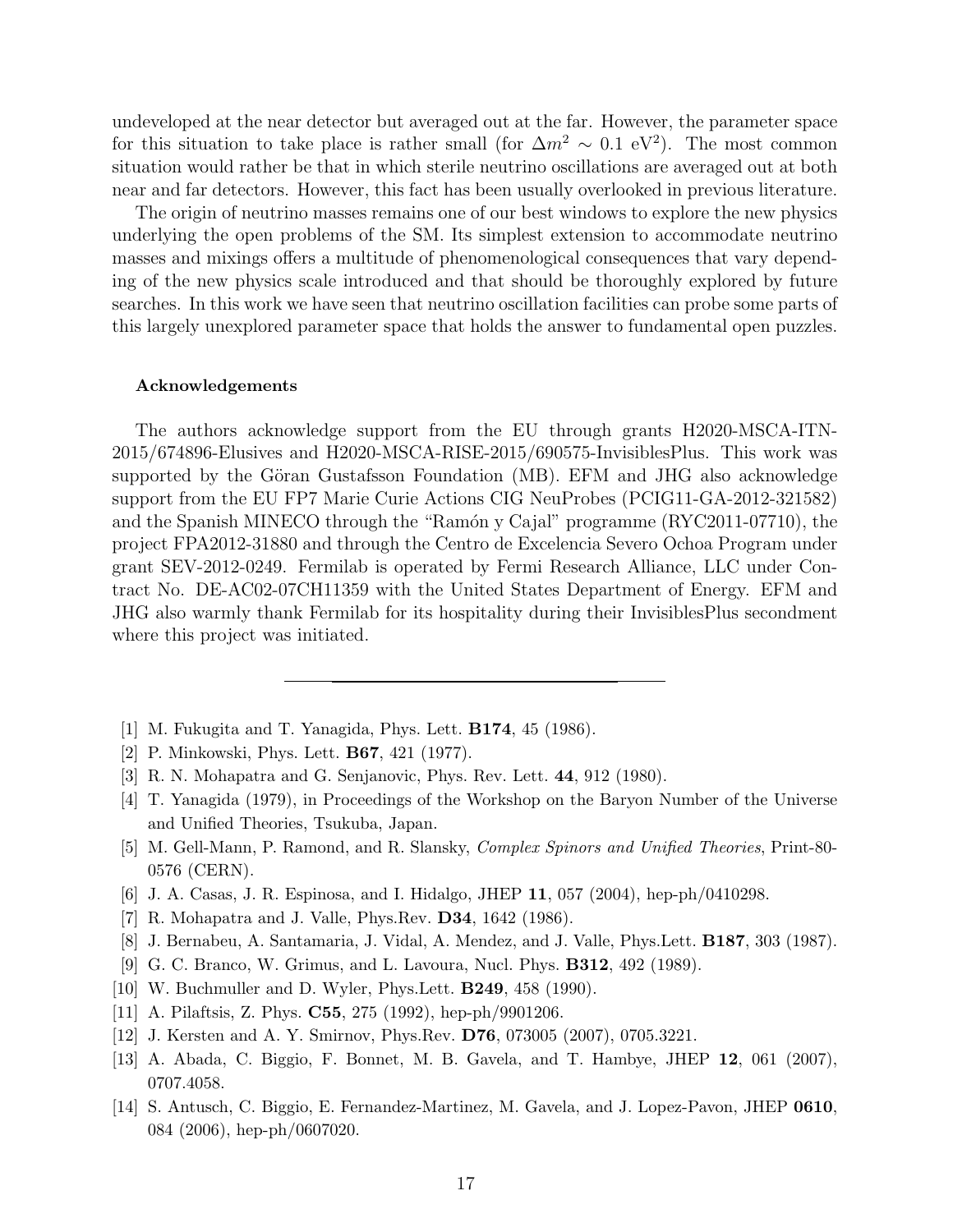undeveloped at the near detector but averaged out at the far. However, the parameter space for this situation to take place is rather small (for $\Delta m^2 \sim 0.1$ eV$^2$). The most common situation would rather be that in which sterile neutrino oscillations are averaged out at both near and far detectors. However, this fact has been usually overlooked in previous literature.

The origin of neutrino masses remains one of our best windows to explore the new physics underlying the open problems of the SM. Its simplest extension to accommodate neutrino masses and mixings offers a multitude of phenomenological consequences that vary depending of the new physics scale introduced and that should be thoroughly explored by future searches. In this work we have seen that neutrino oscillation facilities can probe some parts of this largely unexplored parameter space that holds the answer to fundamental open puzzles.

#### Acknowledgements

The authors acknowledge support from the EU through grants H2020-MSCA-ITN-2015/674896-Elusives and H2020-MSCA-RISE-2015/690575-InvisiblesPlus. This work was supported by the Göran Gustafsson Foundation (MB). EFM and JHG also acknowledge support from the EU FP7 Marie Curie Actions CIG NeuProbes (PCIG11-GA-2012-321582) and the Spanish MINECO through the "Ramón y Cajal" programme (RYC2011-07710), the project FPA2012-31880 and through the Centro de Excelencia Severo Ochoa Program under grant SEV-2012-0249. Fermilab is operated by Fermi Research Alliance, LLC under Contract No. DE-AC02-07CH11359 with the United States Department of Energy. EFM and JHG also warmly thank Fermilab for its hospitality during their InvisiblesPlus secondment where this project was initiated.

---

[1] M. Fukugita and T. Yanagida, Phys. Lett. **B174**, 45 (1986).

[2] P. Minkowski, Phys. Lett. **B67**, 421 (1977).

[3] R. N. Mohapatra and G. Senjanovic, Phys. Rev. Lett. **44**, 912 (1980).

[4] T. Yanagida (1979), in Proceedings of the Workshop on the Baryon Number of the Universe and Unified Theories, Tsukuba, Japan.

[5] M. Gell-Mann, P. Ramond, and R. Slansky, *Complex Spinors and Unified Theories*, Print-80-0576 (CERN).

[6] J. A. Casas, J. R. Espinosa, and I. Hidalgo, JHEP **11**, 057 (2004), hep-ph/0410298.

[7] R. Mohapatra and J. Valle, Phys.Rev. **D34**, 1642 (1986).

[8] J. Bernabeu, A. Santamaria, J. Vidal, A. Mendez, and J. Valle, Phys.Lett. **B187**, 303 (1987).

[9] G. C. Branco, W. Grimus, and L. Lavoura, Nucl. Phys. **B312**, 492 (1989).

[10] W. Buchmuller and D. Wyler, Phys.Lett. **B249**, 458 (1990).

[11] A. Pilaftsis, Z. Phys. **C55**, 275 (1992), hep-ph/9901206.

[12] J. Kersten and A. Y. Smirnov, Phys.Rev. **D76**, 073005 (2007), 0705.3221.

[13] A. Abada, C. Biggio, F. Bonnet, M. B. Gavela, and T. Hambye, JHEP **12**, 061 (2007), 0707.4058.

[14] S. Antusch, C. Biggio, E. Fernandez-Martinez, M. Gavela, and J. Lopez-Pavon, JHEP **0610**, 084 (2006), hep-ph/0607020.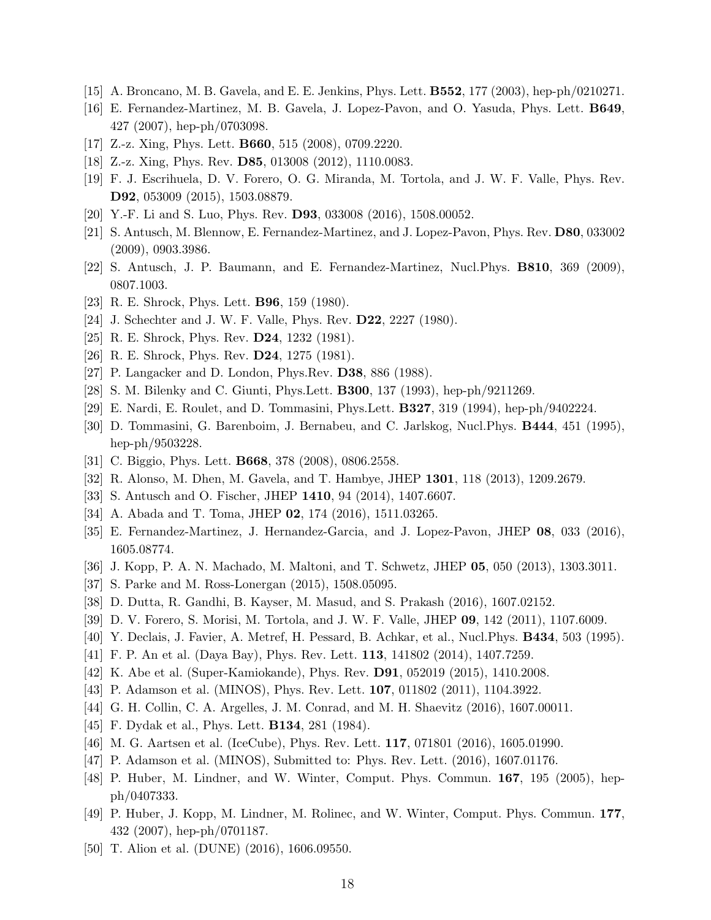[15] A. Broncano, M. B. Gavela, and E. E. Jenkins, Phys. Lett. **B552**, 177 (2003), hep-ph/0210271.

[16] E. Fernandez-Martinez, M. B. Gavela, J. Lopez-Pavon, and O. Yasuda, Phys. Lett. **B649**, 427 (2007), hep-ph/0703098.

[17] Z.-z. Xing, Phys. Lett. **B660**, 515 (2008), 0709.2220.

[18] Z.-z. Xing, Phys. Rev. **D85**, 013008 (2012), 1110.0083.

[19] F. J. Escrihuela, D. V. Forero, O. G. Miranda, M. Tortola, and J. W. F. Valle, Phys. Rev. **D92**, 053009 (2015), 1503.08879.

[20] Y.-F. Li and S. Luo, Phys. Rev. **D93**, 033008 (2016), 1508.00052.

[21] S. Antusch, M. Blennow, E. Fernandez-Martinez, and J. Lopez-Pavon, Phys. Rev. **D80**, 033002 (2009), 0903.3986.

[22] S. Antusch, J. P. Baumann, and E. Fernandez-Martinez, Nucl.Phys. **B810**, 369 (2009), 0807.1003.

[23] R. E. Shrock, Phys. Lett. **B96**, 159 (1980).

[24] J. Schechter and J. W. F. Valle, Phys. Rev. **D22**, 2227 (1980).

[25] R. E. Shrock, Phys. Rev. **D24**, 1232 (1981).

[26] R. E. Shrock, Phys. Rev. **D24**, 1275 (1981).

[27] P. Langacker and D. London, Phys.Rev. **D38**, 886 (1988).

[28] S. M. Bilenky and C. Giunti, Phys.Lett. **B300**, 137 (1993), hep-ph/9211269.

[29] E. Nardi, E. Roulet, and D. Tommasini, Phys.Lett. **B327**, 319 (1994), hep-ph/9402224.

[30] D. Tommasini, G. Barenboim, J. Bernabeu, and C. Jarlskog, Nucl.Phys. **B444**, 451 (1995), hep-ph/9503228.

[31] C. Biggio, Phys. Lett. **B668**, 378 (2008), 0806.2558.

[32] R. Alonso, M. Dhen, M. Gavela, and T. Hambye, JHEP **1301**, 118 (2013), 1209.2679.

[33] S. Antusch and O. Fischer, JHEP **1410**, 94 (2014), 1407.6607.

[34] A. Abada and T. Toma, JHEP **02**, 174 (2016), 1511.03265.

[35] E. Fernandez-Martinez, J. Hernandez-Garcia, and J. Lopez-Pavon, JHEP **08**, 033 (2016), 1605.08774.

[36] J. Kopp, P. A. N. Machado, M. Maltoni, and T. Schwetz, JHEP **05**, 050 (2013), 1303.3011.

[37] S. Parke and M. Ross-Lonergan (2015), 1508.05095.

[38] D. Dutta, R. Gandhi, B. Kayser, M. Masud, and S. Prakash (2016), 1607.02152.

[39] D. V. Forero, S. Morisi, M. Tortola, and J. W. F. Valle, JHEP **09**, 142 (2011), 1107.6009.

[40] Y. Declais, J. Favier, A. Metref, H. Pessard, B. Achkar, et al., Nucl.Phys. **B434**, 503 (1995).

[41] F. P. An et al. (Daya Bay), Phys. Rev. Lett. **113**, 141802 (2014), 1407.7259.

[42] K. Abe et al. (Super-Kamiokande), Phys. Rev. **D91**, 052019 (2015), 1410.2008.

[43] P. Adamson et al. (MINOS), Phys. Rev. Lett. **107**, 011802 (2011), 1104.3922.

[44] G. H. Collin, C. A. Argelles, J. M. Conrad, and M. H. Shaevitz (2016), 1607.00011.

[45] F. Dydak et al., Phys. Lett. **B134**, 281 (1984).

[46] M. G. Aartsen et al. (IceCube), Phys. Rev. Lett. **117**, 071801 (2016), 1605.01990.

[47] P. Adamson et al. (MINOS), Submitted to: Phys. Rev. Lett. (2016), 1607.01176.

[48] P. Huber, M. Lindner, and W. Winter, Comput. Phys. Commun. **167**, 195 (2005), hep-ph/0407333.

[49] P. Huber, J. Kopp, M. Lindner, M. Rolinec, and W. Winter, Comput. Phys. Commun. **177**, 432 (2007), hep-ph/0701187.

[50] T. Alion et al. (DUNE) (2016), 1606.09550.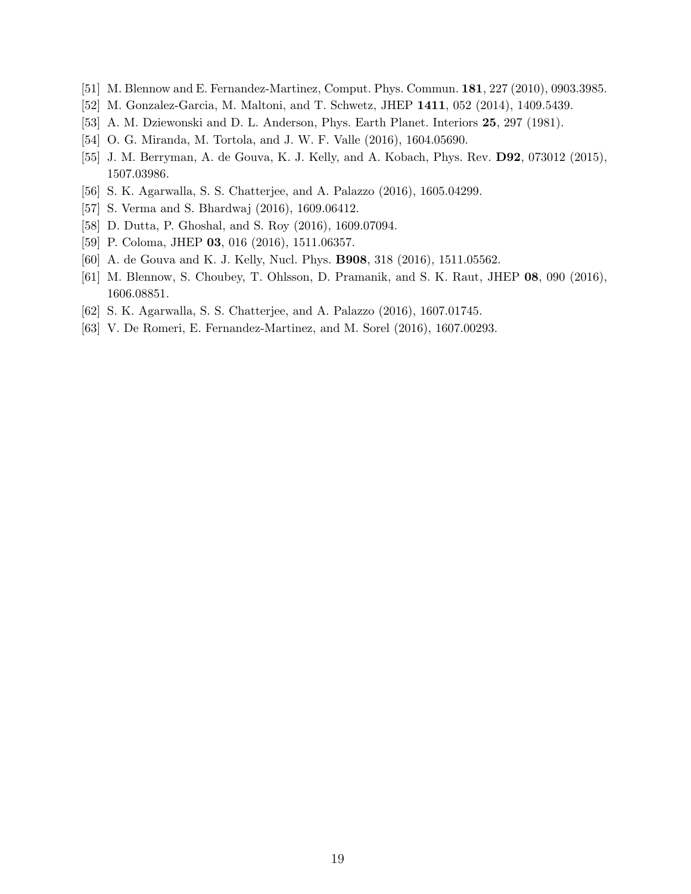[51] M. Blennow and E. Fernandez-Martinez, Comput. Phys. Commun. **181**, 227 (2010), 0903.3985.

[52] M. Gonzalez-Garcia, M. Maltoni, and T. Schwetz, JHEP **1411**, 052 (2014), 1409.5439.

[53] A. M. Dziewonski and D. L. Anderson, Phys. Earth Planet. Interiors **25**, 297 (1981).

[54] O. G. Miranda, M. Tortola, and J. W. F. Valle (2016), 1604.05690.

[55] J. M. Berryman, A. de Gouva, K. J. Kelly, and A. Kobach, Phys. Rev. **D92**, 073012 (2015), 1507.03986.

[56] S. K. Agarwalla, S. S. Chatterjee, and A. Palazzo (2016), 1605.04299.

[57] S. Verma and S. Bhardwaj (2016), 1609.06412.

[58] D. Dutta, P. Ghoshal, and S. Roy (2016), 1609.07094.

[59] P. Coloma, JHEP **03**, 016 (2016), 1511.06357.

[60] A. de Gouva and K. J. Kelly, Nucl. Phys. **B908**, 318 (2016), 1511.05562.

[61] M. Blennow, S. Choubey, T. Ohlsson, D. Pramanik, and S. K. Raut, JHEP **08**, 090 (2016), 1606.08851.

[62] S. K. Agarwalla, S. S. Chatterjee, and A. Palazzo (2016), 1607.01745.

[63] V. De Romeri, E. Fernandez-Martinez, and M. Sorel (2016), 1607.00293.